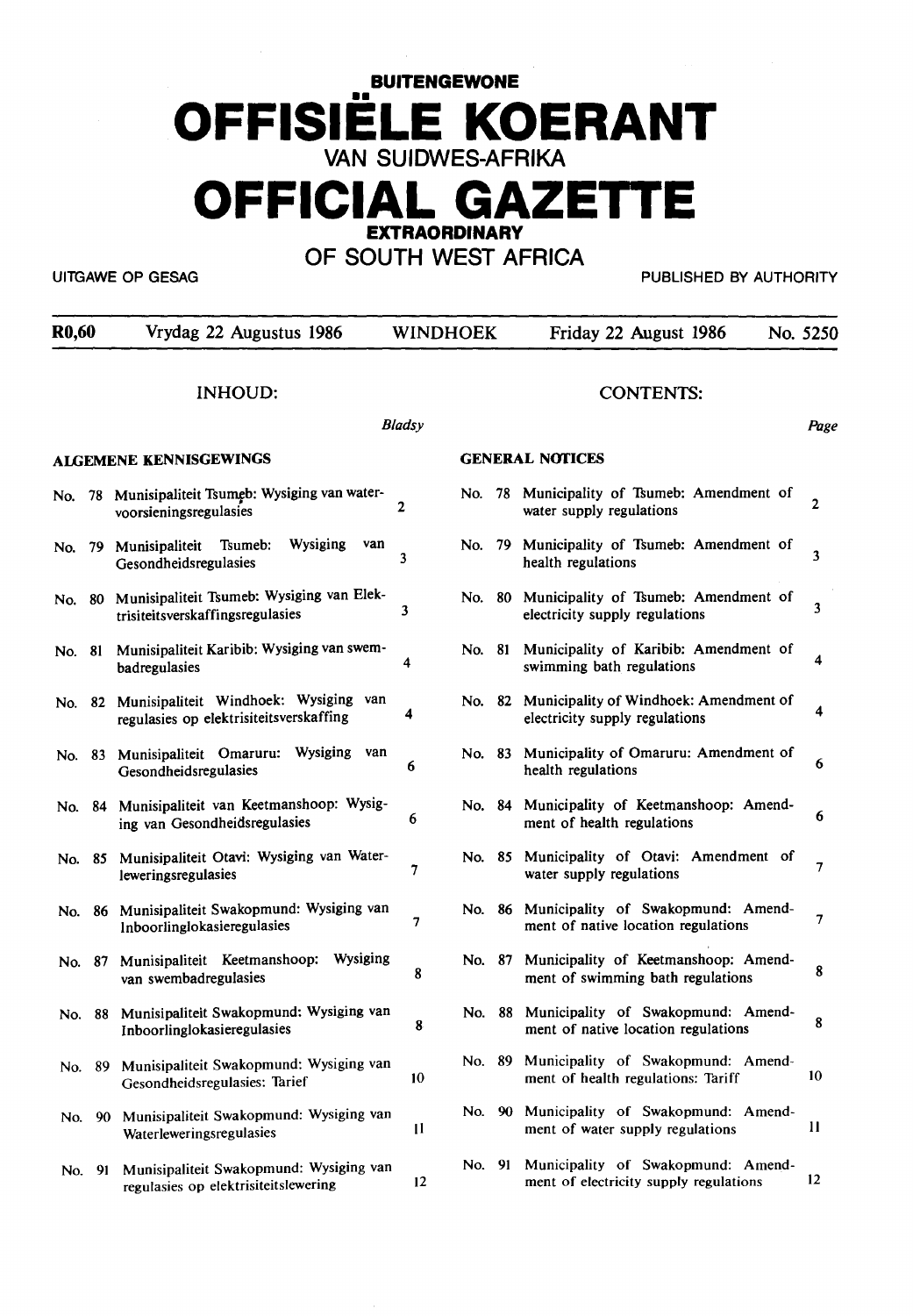# BUITENGEWONE

# OFFISIËLE KOERANT

## VAN SUIDWES-AFRIKA

# OFFICIAL GAZETTE

## EXTRAORDINARY

## OF SOUTH WEST AFRICA

UITGAWE OP GESAG | PUBLISHED BY AUTHORITY

| R0,60 | Vrydag 22 Augustus 1986 | WINDHOEK | Friday 22 August 1986 | No. 5250 |
|---|---|---|---|---|

## INHOUD:

*Bladsy*

### ALGEMENE KENNISGEWINGS

| No. | | Bladsy |
|---|---|---|
| No. 78 | Munisipaliteit Tsumeb: Wysiging van watervoorsieningsregulasies | 2 |
| No. 79 | Munisipaliteit Tsumeb: Wysiging van Gesondheidsregulasies | 3 |
| No. 80 | Munisipaliteit Tsumeb: Wysiging van Elektrisiteitsverskaffingsregulasies | 3 |
| No. 81 | Munisipaliteit Karibib: Wysiging van swembadregulasies | 4 |
| No. 82 | Munisipaliteit Windhoek: Wysiging van regulasies op elektrisiteitsverskaffing | 4 |
| No. 83 | Munisipaliteit Omaruru: Wysiging van Gesondheidsregulasies | 6 |
| No. 84 | Munisipaliteit van Keetmanshoop: Wysiging van Gesondheidsregulasies | 6 |
| No. 85 | Munisipaliteit Otavi: Wysiging van Waterleweringsregulasies | 7 |
| No. 86 | Munisipaliteit Swakopmund: Wysiging van Inboorlinglokasieregulasies | 7 |
| No. 87 | Munisipaliteit Keetmanshoop: Wysiging van swembadregulasies | 8 |
| No. 88 | Munisipaliteit Swakopmund: Wysiging van Inboorlinglokasieregulasies | 8 |
| No. 89 | Munisipaliteit Swakopmund: Wysiging van Gesondheidsregulasies: Tarief | 10 |
| No. 90 | Munisipaliteit Swakopmund: Wysiging van Waterleweringsregulasies | 11 |
| No. 91 | Munisipaliteit Swakopmund: Wysiging van regulasies op elektrisiteitslewering | 12 |

## CONTENTS:

*Page*

### GENERAL NOTICES

| No. | | Page |
|---|---|---|
| No. 78 | Municipality of Tsumeb: Amendment of water supply regulations | 2 |
| No. 79 | Municipality of Tsumeb: Amendment of health regulations | 3 |
| No. 80 | Municipality of Tsumeb: Amendment of electricity supply regulations | 3 |
| No. 81 | Municipality of Karibib: Amendment of swimming bath regulations | 4 |
| No. 82 | Municipality of Windhoek: Amendment of electricity supply regulations | 4 |
| No. 83 | Municipality of Omaruru: Amendment of health regulations | 6 |
| No. 84 | Municipality of Keetmanshoop: Amendment of health regulations | 6 |
| No. 85 | Municipality of Otavi: Amendment of water supply regulations | 7 |
| No. 86 | Municipality of Swakopmund: Amendment of native location regulations | 7 |
| No. 87 | Municipality of Keetmanshoop: Amendment of swimming bath regulations | 8 |
| No. 88 | Municipality of Swakopmund: Amendment of native location regulations | 8 |
| No. 89 | Municipality of Swakopmund: Amendment of health regulations: Tariff | 10 |
| No. 90 | Municipality of Swakopmund: Amendment of water supply regulations | 11 |
| No. 91 | Municipality of Swakopmund: Amendment of electricity supply regulations | 12 |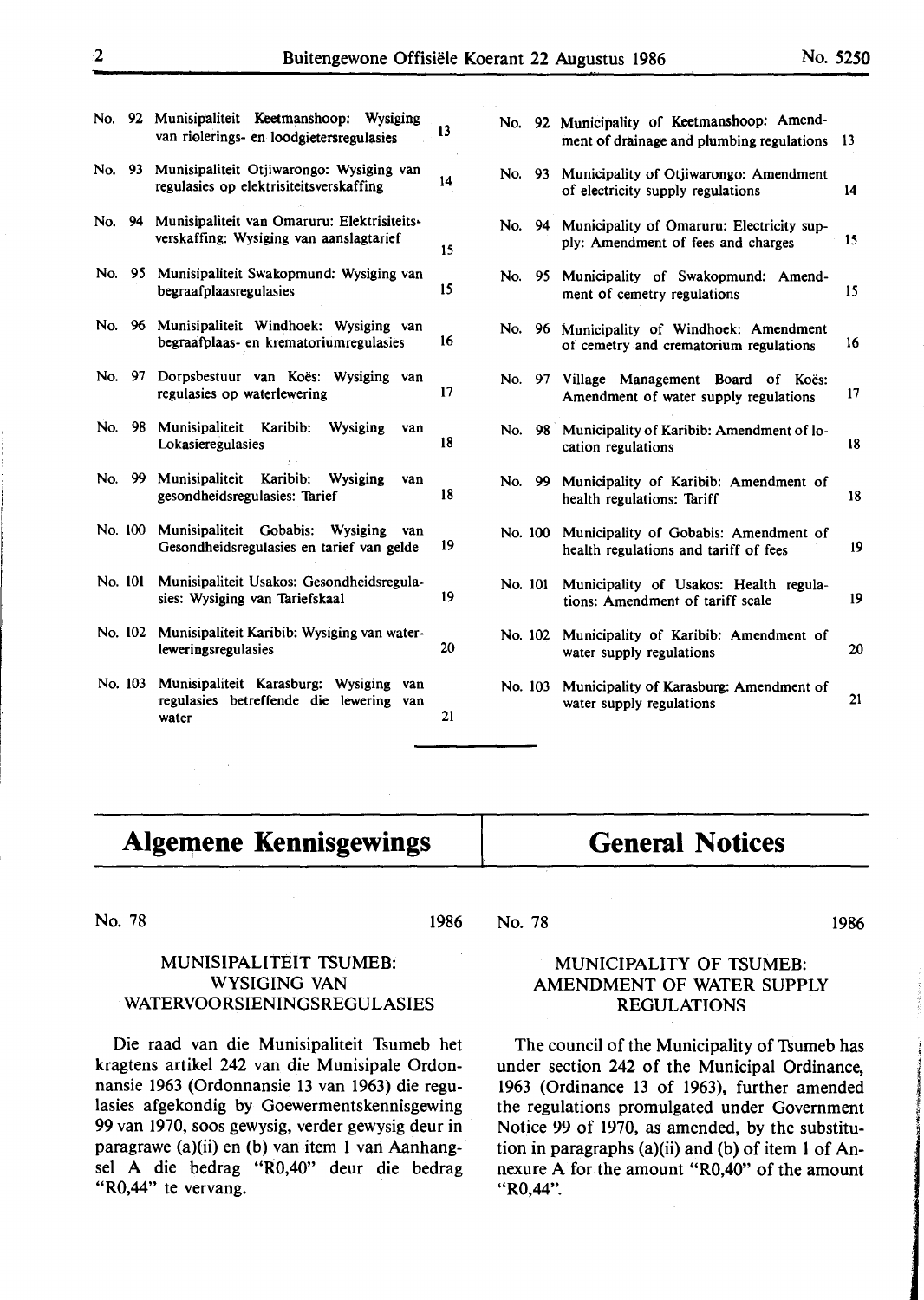| No. | Afrikaans | Bl. |
|---|---|---|
| No. 92 | Munisipaliteit Keetmanshoop: Wysiging van riolerings- en loodgietersregulasies | 13 |
| No. 93 | Munisipaliteit Otjiwarongo: Wysiging van regulasies op elektrisiteitsverskaffing | 14 |
| No. 94 | Munisipaliteit van Omaruru: Elektrisiteitsverskaffing: Wysiging van aanslagtarief | 15 |
| No. 95 | Munisipaliteit Swakopmund: Wysiging van begraafplaasregulasies | 15 |
| No. 96 | Munisipaliteit Windhoek: Wysiging van begraafplaas- en krematoriumregulasies | 16 |
| No. 97 | Dorpsbestuur van Koës: Wysiging van regulasies op waterlewering | 17 |
| No. 98 | Munisipaliteit Karibib: Wysiging van Lokasieregulasies | 18 |
| No. 99 | Munisipaliteit Karibib: Wysiging van gesondheidsregulasies: Tarief | 18 |
| No. 100 | Munisipaliteit Gobabis: Wysiging van Gesondheidsregulasies en tarief van gelde | 19 |
| No. 101 | Munisipaliteit Usakos: Gesondheidsregulasies: Wysiging van Tariefskaal | 19 |
| No. 102 | Munisipaliteit Karibib: Wysiging van waterleweringsregulasies | 20 |
| No. 103 | Munisipaliteit Karasburg: Wysiging van regulasies betreffende die lewering van water | 21 |

| No. | English | Page |
|---|---|---|
| No. 92 | Municipality of Keetmanshoop: Amendment of drainage and plumbing regulations | 13 |
| No. 93 | Municipality of Otjiwarongo: Amendment of electricity supply regulations | 14 |
| No. 94 | Municipality of Omaruru: Electricity supply: Amendment of fees and charges | 15 |
| No. 95 | Municipality of Swakopmund: Amendment of cemetry regulations | 15 |
| No. 96 | Municipality of Windhoek: Amendment of cemetry and crematorium regulations | 16 |
| No. 97 | Village Management Board of Koës: Amendment of water supply regulations | 17 |
| No. 98 | Municipality of Karibib: Amendment of location regulations | 18 |
| No. 99 | Municipality of Karibib: Amendment of health regulations: Tariff | 18 |
| No. 100 | Municipality of Gobabis: Amendment of health regulations and tariff of fees | 19 |
| No. 101 | Municipality of Usakos: Health regulations: Amendment of tariff scale | 19 |
| No. 102 | Municipality of Karibib: Amendment of water supply regulations | 20 |
| No. 103 | Municipality of Karasburg: Amendment of water supply regulations | 21 |

# Algemene Kennisgewings

No. 78 1986

## MUNISIPALITEIT TSUMEB: WYSIGING VAN WATERVOORSIENINGSREGULASIES

Die raad van die Munisipaliteit Tsumeb het kragtens artikel 242 van die Munisipale Ordonnansie 1963 (Ordonnansie 13 van 1963) die regulasies afgekondig by Goewermentskennisgewing 99 van 1970, soos gewysig, verder gewysig deur in paragrawe (a)(ii) en (b) van item 1 van Aanhangsel A die bedrag "R0,40" deur die bedrag "R0,44" te vervang.

# General Notices

No. 78 1986

## MUNICIPALITY OF TSUMEB: AMENDMENT OF WATER SUPPLY REGULATIONS

The council of the Municipality of Tsumeb has under section 242 of the Municipal Ordinance, 1963 (Ordinance 13 of 1963), further amended the regulations promulgated under Government Notice 99 of 1970, as amended, by the substitution in paragraphs (a)(ii) and (b) of item 1 of Annexure A for the amount "R0,40" of the amount "R0,44".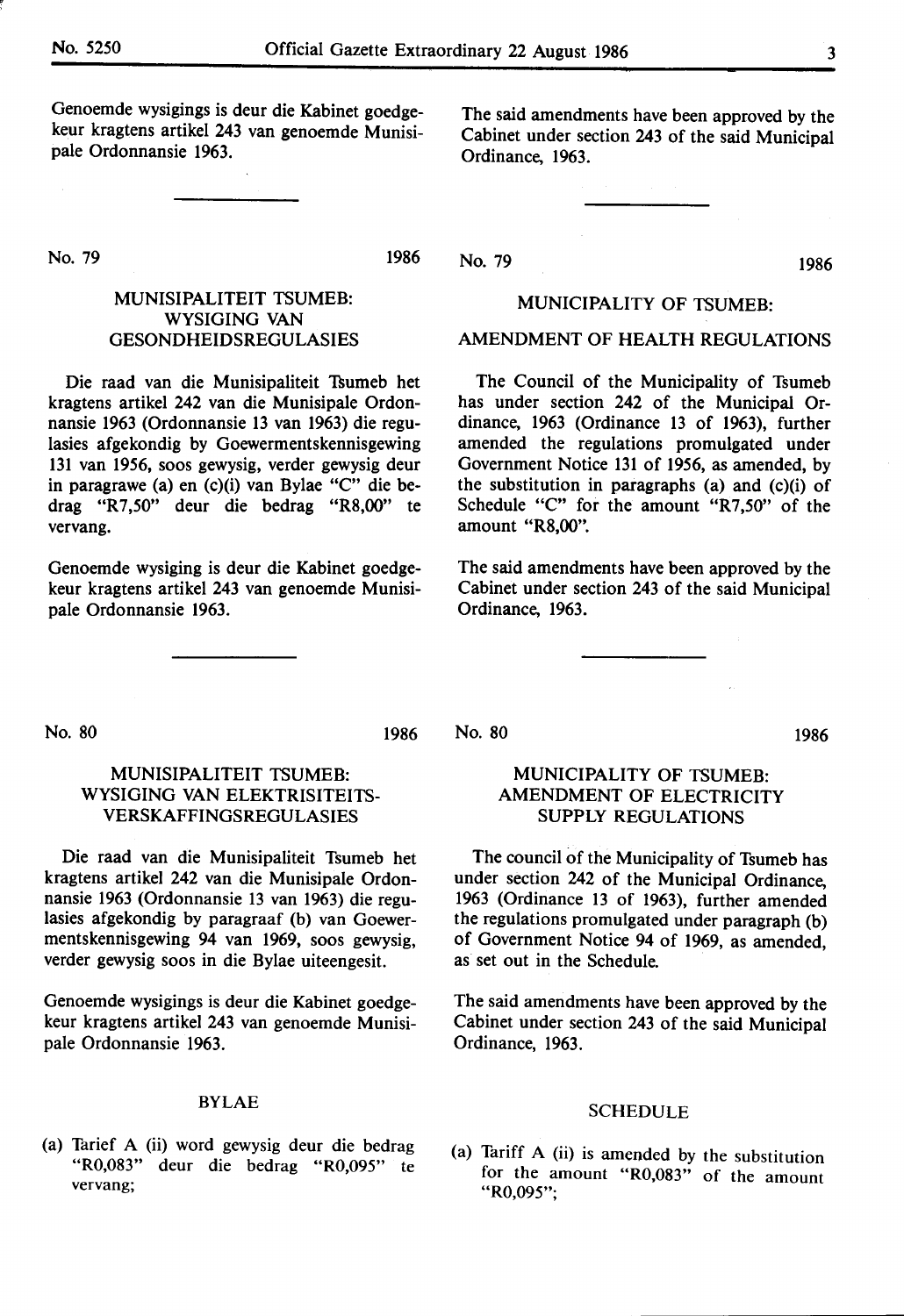Genoemde wysigings is deur die Kabinet goedgekeur kragtens artikel 243 van genoemde Munisipale Ordonnansie 1963.

The said amendments have been approved by the Cabinet under section 243 of the said Municipal Ordinance, 1963.

---

No. 79 1986

## MUNISIPALITEIT TSUMEB: WYSIGING VAN GESONDHEIDSREGULASIES

Die raad van die Munisipaliteit Tsumeb het kragtens artikel 242 van die Munisipale Ordonnansie 1963 (Ordonnansie 13 van 1963) die regulasies afgekondig by Goewermentskennisgewing 131 van 1956, soos gewysig, verder gewysig deur in paragrawe (a) en (c)(i) van Bylae "C" die bedrag "R7,50" deur die bedrag "R8,00" te vervang.

Genoemde wysiging is deur die Kabinet goedgekeur kragtens artikel 243 van genoemde Munisipale Ordonnansie 1963.

No. 79 1986

## MUNICIPALITY OF TSUMEB: AMENDMENT OF HEALTH REGULATIONS

The Council of the Municipality of Tsumeb has under section 242 of the Municipal Ordinance, 1963 (Ordinance 13 of 1963), further amended the regulations promulgated under Government Notice 131 of 1956, as amended, by the substitution in paragraphs (a) and (c)(i) of Schedule "C" for the amount "R7,50" of the amount "R8,00".

The said amendments have been approved by the Cabinet under section 243 of the said Municipal Ordinance, 1963.

---

No. 80 1986

## MUNISIPALITEIT TSUMEB: WYSIGING VAN ELEKTRISITEITSVERSKAFFINGSREGULASIES

Die raad van die Munisipaliteit Tsumeb het kragtens artikel 242 van die Munisipale Ordonnansie 1963 (Ordonnansie 13 van 1963) die regulasies afgekondig by paragraaf (b) van Goewermentskennisgewing 94 van 1969, soos gewysig, verder gewysig soos in die Bylae uiteengesit.

Genoemde wysigings is deur die Kabinet goedgekeur kragtens artikel 243 van genoemde Munisipale Ordonnansie 1963.

### BYLAE

(a) Tarief A (ii) word gewysig deur die bedrag "R0,083" deur die bedrag "R0,095" te vervang;

No. 80 1986

## MUNICIPALITY OF TSUMEB: AMENDMENT OF ELECTRICITY SUPPLY REGULATIONS

The council of the Municipality of Tsumeb has under section 242 of the Municipal Ordinance, 1963 (Ordinance 13 of 1963), further amended the regulations promulgated under paragraph (b) of Government Notice 94 of 1969, as amended, as set out in the Schedule.

The said amendments have been approved by the Cabinet under section 243 of the said Municipal Ordinance, 1963.

### SCHEDULE

(a) Tariff A (ii) is amended by the substitution for the amount "R0,083" of the amount "R0,095";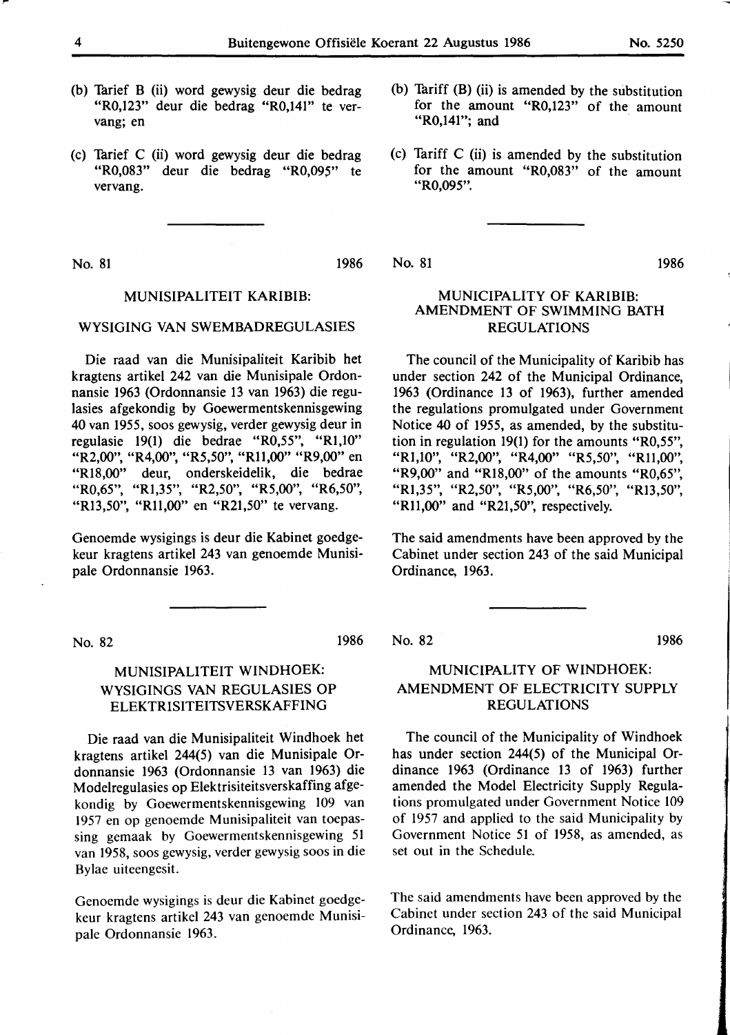(b) Tarief B (ii) word gewysig deur die bedrag "R0,123" deur die bedrag "R0,141" te vervang; en

(c) Tarief C (ii) word gewysig deur die bedrag "R0,083" deur die bedrag "R0,095" te vervang.

(b) Tariff (B) (ii) is amended by the substitution for the amount "R0,123" of the amount "R0,141"; and

(c) Tariff C (ii) is amended by the substitution for the amount "R0,083" of the amount "R0,095".

---

No. 81 1986

## MUNISIPALITEIT KARIBIB:

## WYSIGING VAN SWEMBADREGULASIES

Die raad van die Munisipaliteit Karibib het kragtens artikel 242 van die Munisipale Ordonnansie 1963 (Ordonnansie 13 van 1963) die regulasies afgekondig by Goewermentskennisgewing 40 van 1955, soos gewysig, verder gewysig deur in regulasie 19(1) die bedrae "R0,55", "R1,10" "R2,00", "R4,00" "R5,50", "R11,00" "R9,00" en "R18,00" deur, onderskeidelik, die bedrae "R0,65", "R1,35", "R2,50", "R5,00", "R6,50", "R13,50", "R11,00" en "R21,50" te vervang.

Genoemde wysigings is deur die Kabinet goedgekeur kragtens artikel 243 van genoemde Munisipale Ordonnansie 1963.

No. 81 1986

## MUNICIPALITY OF KARIBIB: AMENDMENT OF SWIMMING BATH REGULATIONS

The council of the Municipality of Karibib has under section 242 of the Municipal Ordinance, 1963 (Ordinance 13 of 1963), further amended the regulations promulgated under Government Notice 40 of 1955, as amended, by the substitution in regulation 19(1) for the amounts "R0,55", "R1,10", "R2,00", "R4,00" "R5,50", "R11,00", "R9,00" and "R18,00" of the amounts "R0,65", "R1,35", "R2,50", "R5,00", "R6,50", "R13,50", "R11,00" and "R21,50", respectively.

The said amendments have been approved by the Cabinet under section 243 of the said Municipal Ordinance, 1963.

---

No. 82 1986

## MUNISIPALITEIT WINDHOEK: WYSIGINGS VAN REGULASIES OP ELEKTRISITEITSVERSKAFFING

Die raad van die Munisipaliteit Windhoek het kragtens artikel 244(5) van die Munisipale Ordonnansie 1963 (Ordonnansie 13 van 1963) die Modelregulasies op Elektrisiteitsverskaffing afgekondig by Goewermentskennisgewing 109 van 1957 en op genoemde Munisipaliteit van toepassing gemaak by Goewermentskennisgewing 51 van 1958, soos gewysig, verder gewysig soos in die Bylae uiteengesit.

Genoemde wysigings is deur die Kabinet goedgekeur kragtens artikel 243 van genoemde Munisipale Ordonnansie 1963.

No. 82 1986

## MUNICIPALITY OF WINDHOEK: AMENDMENT OF ELECTRICITY SUPPLY REGULATIONS

The council of the Municipality of Windhoek has under section 244(5) of the Municipal Ordinance 1963 (Ordinance 13 of 1963) further amended the Model Electricity Supply Regulations promulgated under Government Notice 109 of 1957 and applied to the said Municipality by Government Notice 51 of 1958, as amended, as set out in the Schedule.

The said amendments have been approved by the Cabinet under section 243 of the said Municipal Ordinance, 1963.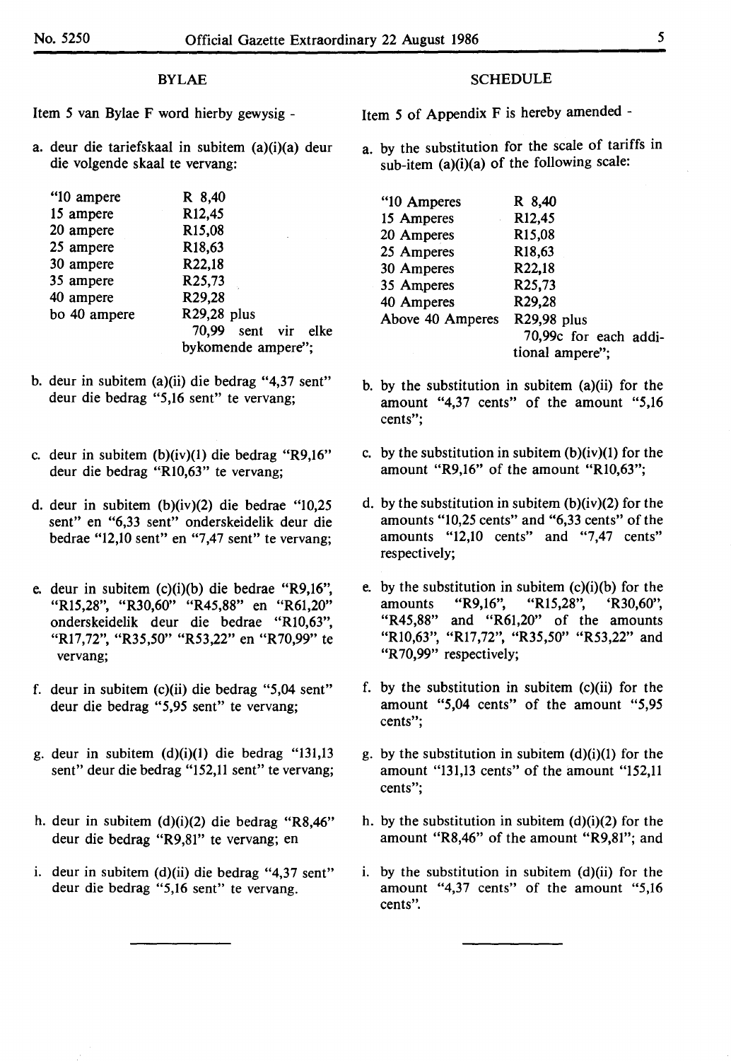## BYLAE

Item 5 van Bylae F word hierby gewysig -

a. deur die tariefskaal in subitem (a)(i)(a) deur die volgende skaal te vervang:

| | |
|---|---|
| "10 ampere | R 8,40 |
| 15 ampere | R12,45 |
| 20 ampere | R15,08 |
| 25 ampere | R18,63 |
| 30 ampere | R22,18 |
| 35 ampere | R25,73 |
| 40 ampere | R29,28 |
| bo 40 ampere | R29,28 plus 70,99 sent vir elke bykomende ampere"; |

b. deur in subitem (a)(ii) die bedrag "4,37 sent" deur die bedrag "5,16 sent" te vervang;

c. deur in subitem (b)(iv)(1) die bedrag "R9,16" deur die bedrag "R10,63" te vervang;

d. deur in subitem (b)(iv)(2) die bedrae "10,25 sent" en "6,33 sent" onderskeidelik deur die bedrae "12,10 sent" en "7,47 sent" te vervang;

e. deur in subitem (c)(i)(b) die bedrae "R9,16", "R15,28", "R30,60" "R45,88" en "R61,20" onderskeidelik deur die bedrae "R10,63", "R17,72", "R35,50" "R53,22" en "R70,99" te vervang;

f. deur in subitem (c)(ii) die bedrag "5,04 sent" deur die bedrag "5,95 sent" te vervang;

g. deur in subitem (d)(i)(1) die bedrag "131,13 sent" deur die bedrag "152,11 sent" te vervang;

h. deur in subitem (d)(i)(2) die bedrag "R8,46" deur die bedrag "R9,81" te vervang; en

i. deur in subitem (d)(ii) die bedrag "4,37 sent" deur die bedrag "5,16 sent" te vervang.

---

## SCHEDULE

Item 5 of Appendix F is hereby amended -

a. by the substitution for the scale of tariffs in sub-item (a)(i)(a) of the following scale:

| | |
|---|---|
| "10 Amperes | R 8,40 |
| 15 Amperes | R12,45 |
| 20 Amperes | R15,08 |
| 25 Amperes | R18,63 |
| 30 Amperes | R22,18 |
| 35 Amperes | R25,73 |
| 40 Amperes | R29,28 |
| Above 40 Amperes | R29,98 plus 70,99c for each additional ampere"; |

b. by the substitution in subitem (a)(ii) for the amount "4,37 cents" of the amount "5,16 cents";

c. by the substitution in subitem (b)(iv)(1) for the amount "R9,16" of the amount "R10,63";

d. by the substitution in subitem (b)(iv)(2) for the amounts "10,25 cents" and "6,33 cents" of the amounts "12,10 cents" and "7,47 cents" respectively;

e. by the substitution in subitem (c)(i)(b) for the amounts "R9,16", "R15,28", 'R30,60", "R45,88" and "R61,20" of the amounts "R10,63", "R17,72", "R35,50" "R53,22" and "R70,99" respectively;

f. by the substitution in subitem (c)(ii) for the amount "5,04 cents" of the amount "5,95 cents";

g. by the substitution in subitem (d)(i)(1) for the amount "131,13 cents" of the amount "152,11 cents";

h. by the substitution in subitem (d)(i)(2) for the amount "R8,46" of the amount "R9,81"; and

i. by the substitution in subitem (d)(ii) for the amount "4,37 cents" of the amount "5,16 cents".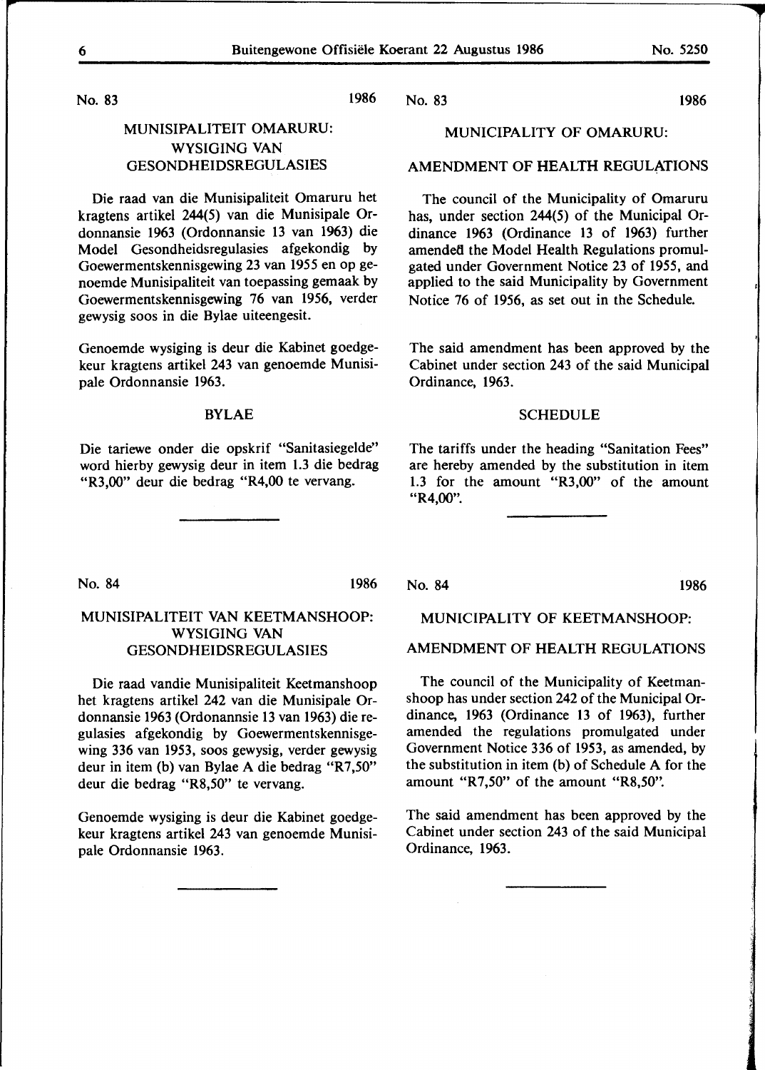No. 83 1986

## MUNISIPALITEIT OMARURU: WYSIGING VAN GESONDHEIDSREGULASIES

Die raad van die Munisipaliteit Omaruru het kragtens artikel 244(5) van die Munisipale Ordonnansie 1963 (Ordonnansie 13 van 1963) die Model Gesondheidsregulasies afgekondig by Goewermentskennisgewing 23 van 1955 en op genoemde Munisipaliteit van toepassing gemaak by Goewermentskennisgewing 76 van 1956, verder gewysig soos in die Bylae uiteengesit.

Genoemde wysiging is deur die Kabinet goedgekeur kragtens artikel 243 van genoemde Munisipale Ordonnansie 1963.

### BYLAE

Die tariewe onder die opskrif "Sanitasiegelde" word hierby gewysig deur in item 1.3 die bedrag "R3,00" deur die bedrag "R4,00 te vervang.

---

No. 83 1986

## MUNICIPALITY OF OMARURU: AMENDMENT OF HEALTH REGULATIONS

The council of the Municipality of Omaruru has, under section 244(5) of the Municipal Ordinance 1963 (Ordinance 13 of 1963) further amended the Model Health Regulations promulgated under Government Notice 23 of 1955, and applied to the said Municipality by Government Notice 76 of 1956, as set out in the Schedule.

The said amendment has been approved by the Cabinet under section 243 of the said Municipal Ordinance, 1963.

### SCHEDULE

The tariffs under the heading "Sanitation Fees" are hereby amended by the substitution in item 1.3 for the amount "R3,00" of the amount "R4,00".

---

No. 84 1986

## MUNISIPALITEIT VAN KEETMANSHOOP: WYSIGING VAN GESONDHEIDSREGULASIES

Die raad vandie Munisipaliteit Keetmanshoop het kragtens artikel 242 van die Munisipale Ordonnansie 1963 (Ordonannsie 13 van 1963) die regulasies afgekondig by Goewermentskennisgewing 336 van 1953, soos gewysig, verder gewysig deur in item (b) van Bylae A die bedrag "R7,50" deur die bedrag "R8,50" te vervang.

Genoemde wysiging is deur die Kabinet goedgekeur kragtens artikel 243 van genoemde Munisipale Ordonnansie 1963.

---

No. 84 1986

## MUNICIPALITY OF KEETMANSHOOP: AMENDMENT OF HEALTH REGULATIONS

The council of the Municipality of Keetmanshoop has under section 242 of the Municipal Ordinance, 1963 (Ordinance 13 of 1963), further amended the regulations promulgated under Government Notice 336 of 1953, as amended, by the substitution in item (b) of Schedule A for the amount "R7,50" of the amount "R8,50".

The said amendment has been approved by the Cabinet under section 243 of the said Municipal Ordinance, 1963.

---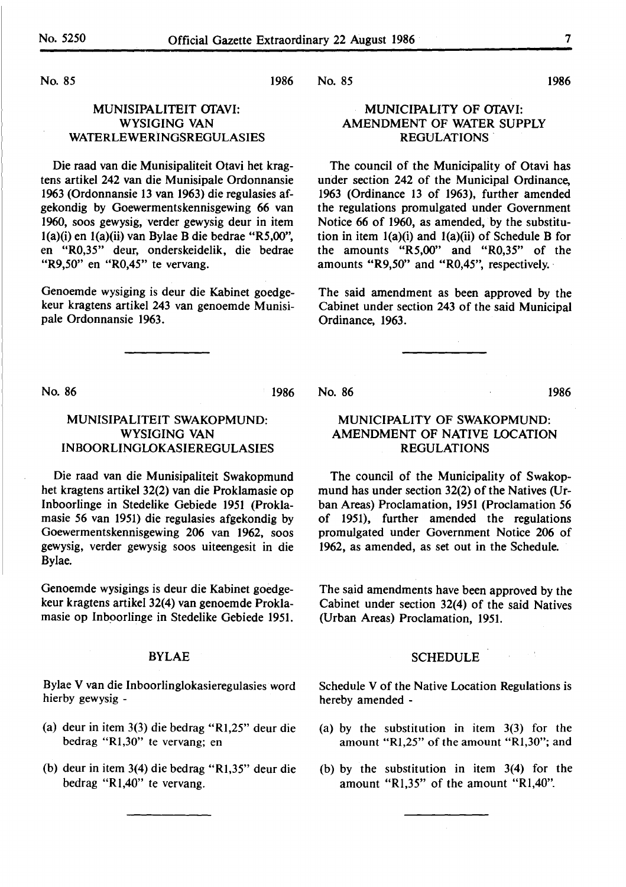No. 85 1986

## MUNISIPALITEIT OTAVI: WYSIGING VAN WATERLEWERINGSREGULASIES

Die raad van die Munisipaliteit Otavi het kragtens artikel 242 van die Munisipale Ordonnansie 1963 (Ordonnansie 13 van 1963) die regulasies afgekondig by Goewermentskennisgewing 66 van 1960, soos gewysig, verder gewysig deur in item 1(a)(i) en 1(a)(ii) van Bylae B die bedrae "R5,00", en "R0,35" deur, onderskeidelik, die bedrae "R9,50" en "R0,45" te vervang.

Genoemde wysiging is deur die Kabinet goedgekeur kragtens artikel 243 van genoemde Munisipale Ordonnansie 1963.

No. 85 1986

## MUNICIPALITY OF OTAVI: AMENDMENT OF WATER SUPPLY REGULATIONS

The council of the Municipality of Otavi has under section 242 of the Municipal Ordinance, 1963 (Ordinance 13 of 1963), further amended the regulations promulgated under Government Notice 66 of 1960, as amended, by the substitution in item 1(a)(i) and 1(a)(ii) of Schedule B for the amounts "R5,00" and "R0,35" of the amounts "R9,50" and "R0,45", respectively.

The said amendment as been approved by the Cabinet under section 243 of the said Municipal Ordinance, 1963.

---

No. 86 1986

## MUNISIPALITEIT SWAKOPMUND: WYSIGING VAN INBOORLINGLOKASIEREGULASIES

Die raad van die Munisipaliteit Swakopmund het kragtens artikel 32(2) van die Proklamasie op Inboorlinge in Stedelike Gebiede 1951 (Proklamasie 56 van 1951) die regulasies afgekondig by Goewermentskennisgewing 206 van 1962, soos gewysig, verder gewysig soos uiteengesit in die Bylae.

Genoemde wysigings is deur die Kabinet goedgekeur kragtens artikel 32(4) van genoemde Proklamasie op Inboorlinge in Stedelike Gebiede 1951.

### BYLAE

Bylae V van die Inboorlinglokasieregulasies word hierby gewysig -

(a) deur in item 3(3) die bedrag "R1,25" deur die bedrag "R1,30" te vervang; en

(b) deur in item 3(4) die bedrag "R1,35" deur die bedrag "R1,40" te vervang.

No. 86 1986

## MUNICIPALITY OF SWAKOPMUND: AMENDMENT OF NATIVE LOCATION REGULATIONS

The council of the Municipality of Swakopmund has under section 32(2) of the Natives (Urban Areas) Proclamation, 1951 (Proclamation 56 of 1951), further amended the regulations promulgated under Government Notice 206 of 1962, as amended, as set out in the Schedule.

The said amendments have been approved by the Cabinet under section 32(4) of the said Natives (Urban Areas) Proclamation, 1951.

### SCHEDULE

Schedule V of the Native Location Regulations is hereby amended -

(a) by the substitution in item 3(3) for the amount "R1,25" of the amount "R1,30"; and

(b) by the substitution in item 3(4) for the amount "R1,35" of the amount "R1,40".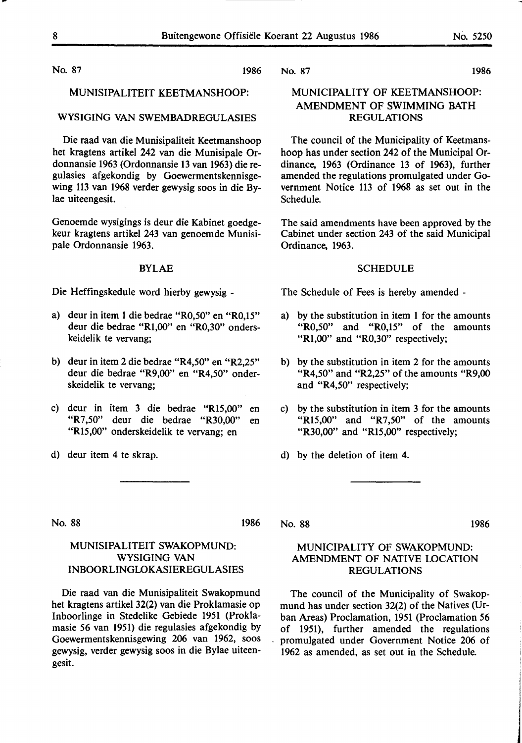No. 87 1986

## MUNISIPALITEIT KEETMANSHOOP:

## WYSIGING VAN SWEMBADREGULASIES

Die raad van die Munisipaliteit Keetmanshoop het kragtens artikel 242 van die Munisipale Ordonnansie 1963 (Ordonnansie 13 van 1963) die regulasies afgekondig by Goewermentskennisgewing 113 van 1968 verder gewysig soos in die Bylae uiteengesit.

Genoemde wysigings is deur die Kabinet goedgekeur kragtens artikel 243 van genoemde Munisipale Ordonnansie 1963.

### BYLAE

Die Heffingskedule word hierby gewysig -

a) deur in item 1 die bedrae "R0,50" en "R0,15" deur die bedrae "R1,00" en "R0,30" onderskeidelik te vervang;

b) deur in item 2 die bedrae "R4,50" en "R2,25" deur die bedrae "R9,00" en "R4,50" onderskeidelik te vervang;

c) deur in item 3 die bedrae "R15,00" en "R7,50" deur die bedrae "R30,00" en "R15,00" onderskeidelik te vervang; en

d) deur item 4 te skrap.

---

No. 87 1986

## MUNICIPALITY OF KEETMANSHOOP: AMENDMENT OF SWIMMING BATH REGULATIONS

The council of the Municipality of Keetmanshoop has under section 242 of the Municipal Ordinance, 1963 (Ordinance 13 of 1963), further amended the regulations promulgated under Government Notice 113 of 1968 as set out in the Schedule.

The said amendments have been approved by the Cabinet under section 243 of the said Municipal Ordinance, 1963.

### SCHEDULE

The Schedule of Fees is hereby amended -

a) by the substitution in item 1 for the amounts "R0,50" and "R0,15" of the amounts "R1,00" and "R0,30" respectively;

b) by the substitution in item 2 for the amounts "R4,50" and "R2,25" of the amounts "R9,00 and "R4,50" respectively;

c) by the substitution in item 3 for the amounts "R15,00" and "R7,50" of the amounts "R30,00" and "R15,00" respectively;

d) by the deletion of item 4.

---

No. 88 1986

## MUNISIPALITEIT SWAKOPMUND: WYSIGING VAN INBOORLINGLOKASIEREGULASIES

Die raad van die Munisipaliteit Swakopmund het kragtens artikel 32(2) van die Proklamasie op Inboorlinge in Stedelike Gebiede 1951 (Proklamasie 56 van 1951) die regulasies afgekondig by Goewermentskennisgewing 206 van 1962, soos gewysig, verder gewysig soos in die Bylae uiteengesit.

---

No. 88 1986

## MUNICIPALITY OF SWAKOPMUND: AMENDMENT OF NATIVE LOCATION REGULATIONS

The council of the Municipality of Swakopmund has under section 32(2) of the Natives (Urban Areas) Proclamation, 1951 (Proclamation 56 of 1951), further amended the regulations promulgated under Government Notice 206 of 1962 as amended, as set out in the Schedule.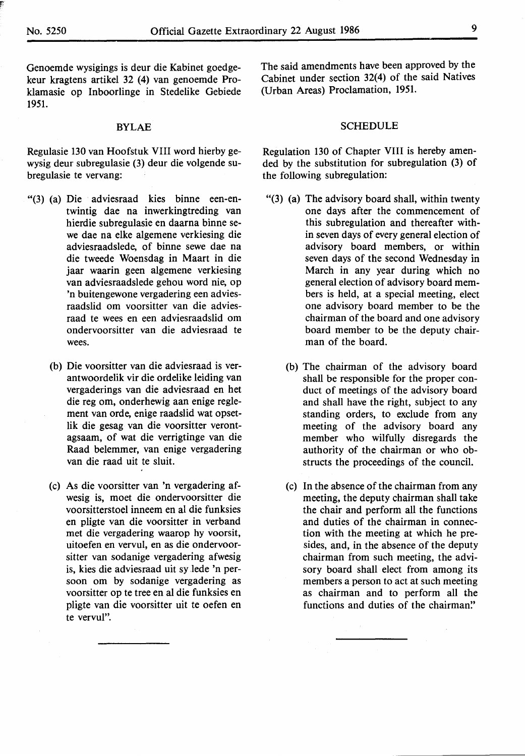Genoemde wysigings is deur die Kabinet goedgekeur kragtens artikel 32 (4) van genoemde Proklamasie op Inboorlinge in Stedelike Gebiede 1951.

## BYLAE

Regulasie 130 van Hoofstuk VIII word hierby gewysig deur subregulasie (3) deur die volgende subregulasie te vervang:

"(3) (a) Die adviesraad kies binne een-en-twintig dae na inwerkingtreding van hierdie subregulasie en daarna binne sewe dae na elke algemene verkiesing die adviesraadslede, of binne sewe dae na die tweede Woensdag in Maart in die jaar waarin geen algemene verkiesing van adviesraadslede gehou word nie, op 'n buitengewone vergadering een adviesraadslid om voorsitter van die adviesraad te wees en een adviesraadslid om ondervoorsitter van die adviesraad te wees.

(b) Die voorsitter van die adviesraad is verantwoordelik vir die ordelike leiding van vergaderings van die adviesraad en het die reg om, onderhewig aan enige reglement van orde, enige raadslid wat opsetlik die gesag van die voorsitter verontagsaam, of wat die verrigtinge van die Raad belemmer, van enige vergadering van die raad uit te sluit.

(c) As die voorsitter van 'n vergadering afwesig is, moet die ondervoorsitter die voorsitterstoel inneem en al die funksies en pligte van die voorsitter in verband met die vergadering waarop hy voorsit, uitoefen en vervul, en as die ondervoorsitter van sodanige vergadering afwesig is, kies die adviesraad uit sy lede 'n persoon om by sodanige vergadering as voorsitter op te tree en al die funksies en pligte van die voorsitter uit te oefen en te vervul".

---

The said amendments have been approved by the Cabinet under section 32(4) of the said Natives (Urban Areas) Proclamation, 1951.

## SCHEDULE

Regulation 130 of Chapter VIII is hereby amended by the substitution for subregulation (3) of the following subregulation:

"(3) (a) The advisory board shall, within twenty one days after the commencement of this subregulation and thereafter within seven days of every general election of advisory board members, or within seven days of the second Wednesday in March in any year during which no general election of advisory board members is held, at a special meeting, elect one advisory board member to be the chairman of the board and one advisory board member to be the deputy chairman of the board.

(b) The chairman of the advisory board shall be responsible for the proper conduct of meetings of the advisory board and shall have the right, subject to any standing orders, to exclude from any meeting of the advisory board any member who wilfully disregards the authority of the chairman or who obstructs the proceedings of the council.

(c) In the absence of the chairman from any meeting, the deputy chairman shall take the chair and perform all the functions and duties of the chairman in connection with the meeting at which he presides, and, in the absence of the deputy chairman from such meeting, the advisory board shall elect from among its members a person to act at such meeting as chairman and to perform all the functions and duties of the chairman."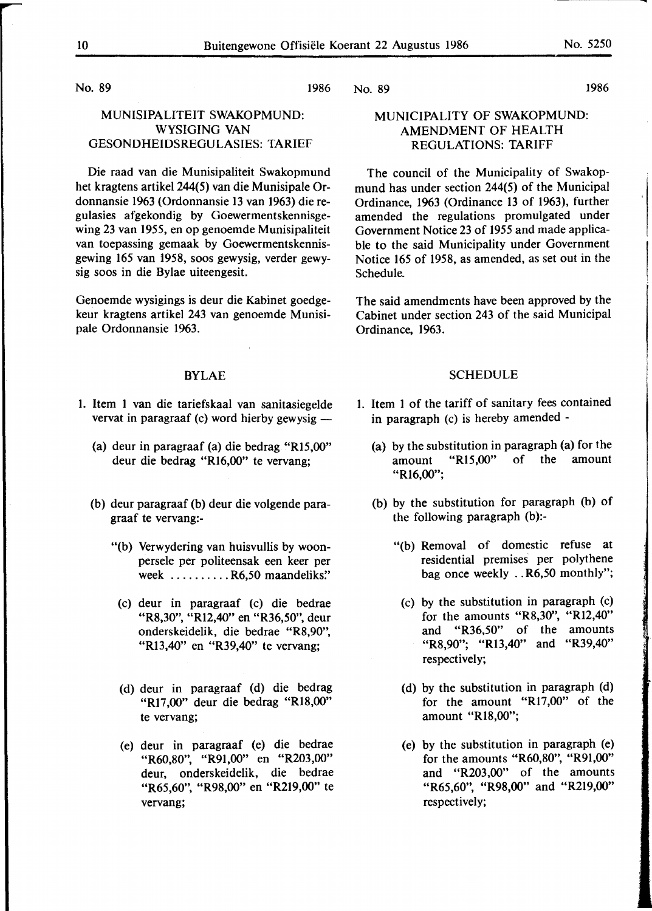No. 89 1986

## MUNISIPALITEIT SWAKOPMUND: WYSIGING VAN GESONDHEIDSREGULASIES: TARIEF

Die raad van die Munisipaliteit Swakopmund het kragtens artikel 244(5) van die Munisipale Ordonnansie 1963 (Ordonnansie 13 van 1963) die regulasies afgekondig by Goewermentskennisgewing 23 van 1955, en op genoemde Munisipaliteit van toepassing gemaak by Goewermentskennisgewing 165 van 1958, soos gewysig, verder gewysig soos in die Bylae uiteengesit.

Genoemde wysigings is deur die Kabinet goedgekeur kragtens artikel 243 van genoemde Munisipale Ordonnansie 1963.

### BYLAE

1. Item 1 van die tariefskaal van sanitasiegelde vervat in paragraaf (c) word hierby gewysig —

   (a) deur in paragraaf (a) die bedrag "R15,00" deur die bedrag "R16,00" te vervang;

   (b) deur paragraaf (b) deur die volgende paragraaf te vervang:-

   "(b) Verwydering van huisvullis by woonpersele per politeensak een keer per week .......... R6,50 maandeliks."

   (c) deur in paragraaf (c) die bedrae "R8,30", "R12,40" en "R36,50", deur onderskeidelik, die bedrae "R8,90", "R13,40" en "R39,40" te vervang;

   (d) deur in paragraaf (d) die bedrag "R17,00" deur die bedrag "R18,00" te vervang;

   (e) deur in paragraaf (e) die bedrae "R60,80", "R91,00" en "R203,00" deur, onderskeidelik, die bedrae "R65,60", "R98,00" en "R219,00" te vervang;

No. 89 1986

## MUNICIPALITY OF SWAKOPMUND: AMENDMENT OF HEALTH REGULATIONS: TARIFF

The council of the Municipality of Swakopmund has under section 244(5) of the Municipal Ordinance, 1963 (Ordinance 13 of 1963), further amended the regulations promulgated under Government Notice 23 of 1955 and made applicable to the said Municipality under Government Notice 165 of 1958, as amended, as set out in the Schedule.

The said amendments have been approved by the Cabinet under section 243 of the said Municipal Ordinance, 1963.

### SCHEDULE

1. Item 1 of the tariff of sanitary fees contained in paragraph (c) is hereby amended -

   (a) by the substitution in paragraph (a) for the amount "R15,00" of the amount "R16,00";

   (b) by the substitution for paragraph (b) of the following paragraph (b):-

   "(b) Removal of domestic refuse at residential premises per polythene bag once weekly ..R6,50 monthly";

   (c) by the substitution in paragraph (c) for the amounts "R8,30", "R12,40" and "R36,50" of the amounts "R8,90"; "R13,40" and "R39,40" respectively;

   (d) by the substitution in paragraph (d) for the amount "R17,00" of the amount "R18,00";

   (e) by the substitution in paragraph (e) for the amounts "R60,80", "R91,00" and "R203,00" of the amounts "R65,60", "R98,00" and "R219,00" respectively;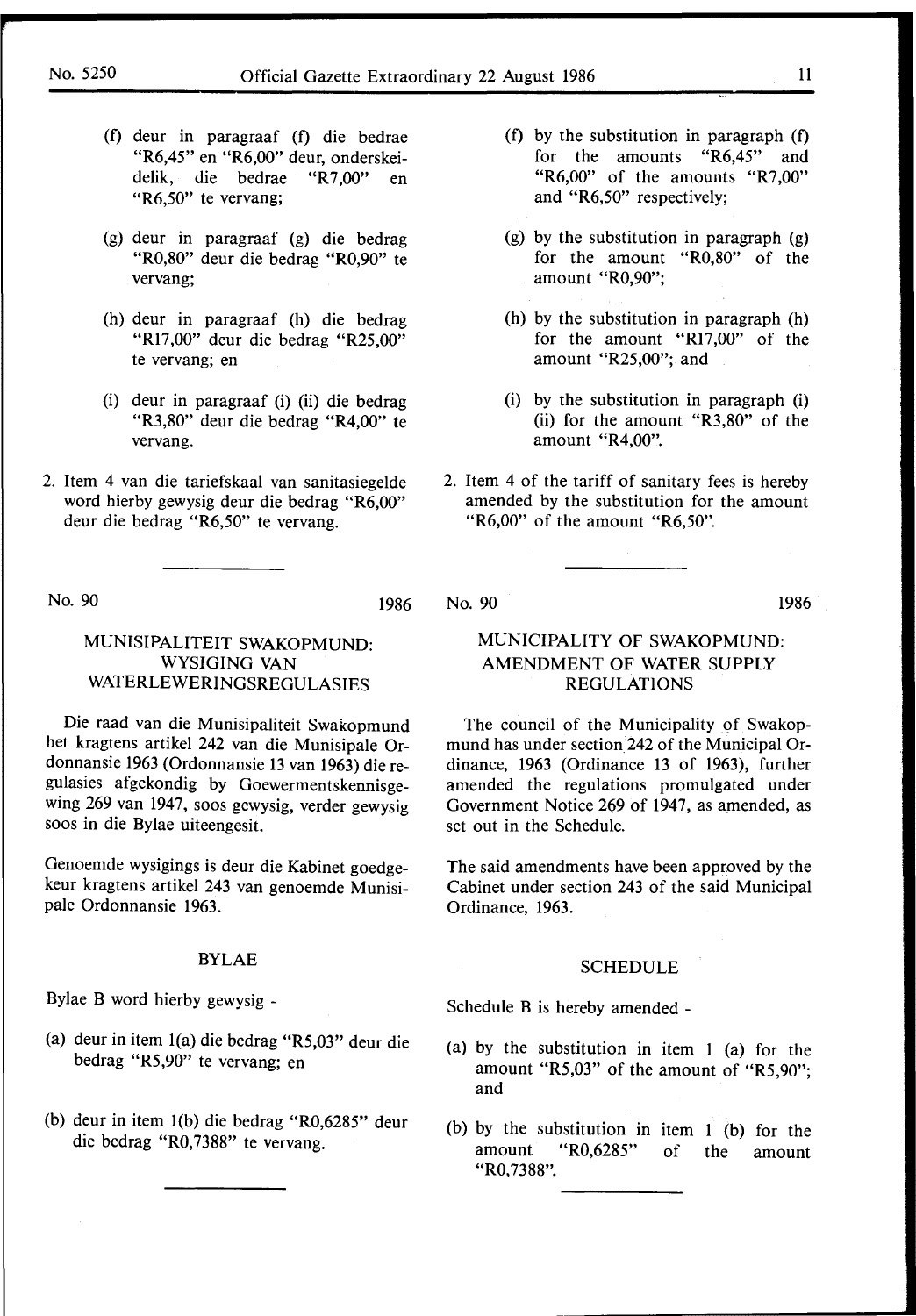(f) deur in paragraaf (f) die bedrae "R6,45" en "R6,00" deur, onderskeidelik, die bedrae "R7,00" en "R6,50" te vervang;

(g) deur in paragraaf (g) die bedrag "R0,80" deur die bedrag "R0,90" te vervang;

(h) deur in paragraaf (h) die bedrag "R17,00" deur die bedrag "R25,00" te vervang; en

(i) deur in paragraaf (i) (ii) die bedrag "R3,80" deur die bedrag "R4,00" te vervang.

2. Item 4 van die tariefskaal van sanitasiegelde word hierby gewysig deur die bedrag "R6,00" deur die bedrag "R6,50" te vervang.

(f) by the substitution in paragraph (f) for the amounts "R6,45" and "R6,00" of the amounts "R7,00" and "R6,50" respectively;

(g) by the substitution in paragraph (g) for the amount "R0,80" of the amount "R0,90";

(h) by the substitution in paragraph (h) for the amount "R17,00" of the amount "R25,00"; and

(i) by the substitution in paragraph (i) (ii) for the amount "R3,80" of the amount "R4,00".

2. Item 4 of the tariff of sanitary fees is hereby amended by the substitution for the amount "R6,00" of the amount "R6,50".

---

No. 90 1986

## MUNISIPALITEIT SWAKOPMUND: WYSIGING VAN WATERLEWERINGSREGULASIES

Die raad van die Munisipaliteit Swakopmund het kragtens artikel 242 van die Munisipale Ordonnansie 1963 (Ordonnansie 13 van 1963) die regulasies afgekondig by Goewermentskennisgewing 269 van 1947, soos gewysig, verder gewysig soos in die Bylae uiteengesit.

Genoemde wysigings is deur die Kabinet goedgekeur kragtens artikel 243 van genoemde Munisipale Ordonnansie 1963.

### BYLAE

Bylae B word hierby gewysig -

(a) deur in item 1(a) die bedrag "R5,03" deur die bedrag "R5,90" te vervang; en

(b) deur in item 1(b) die bedrag "R0,6285" deur die bedrag "R0,7388" te vervang.

---

No. 90 1986

## MUNICIPALITY OF SWAKOPMUND: AMENDMENT OF WATER SUPPLY REGULATIONS

The council of the Municipality of Swakopmund has under section 242 of the Municipal Ordinance, 1963 (Ordinance 13 of 1963), further amended the regulations promulgated under Government Notice 269 of 1947, as amended, as set out in the Schedule.

The said amendments have been approved by the Cabinet under section 243 of the said Municipal Ordinance, 1963.

### SCHEDULE

Schedule B is hereby amended -

(a) by the substitution in item 1 (a) for the amount "R5,03" of the amount of "R5,90"; and

(b) by the substitution in item 1 (b) for the amount "R0,6285" of the amount "R0,7388".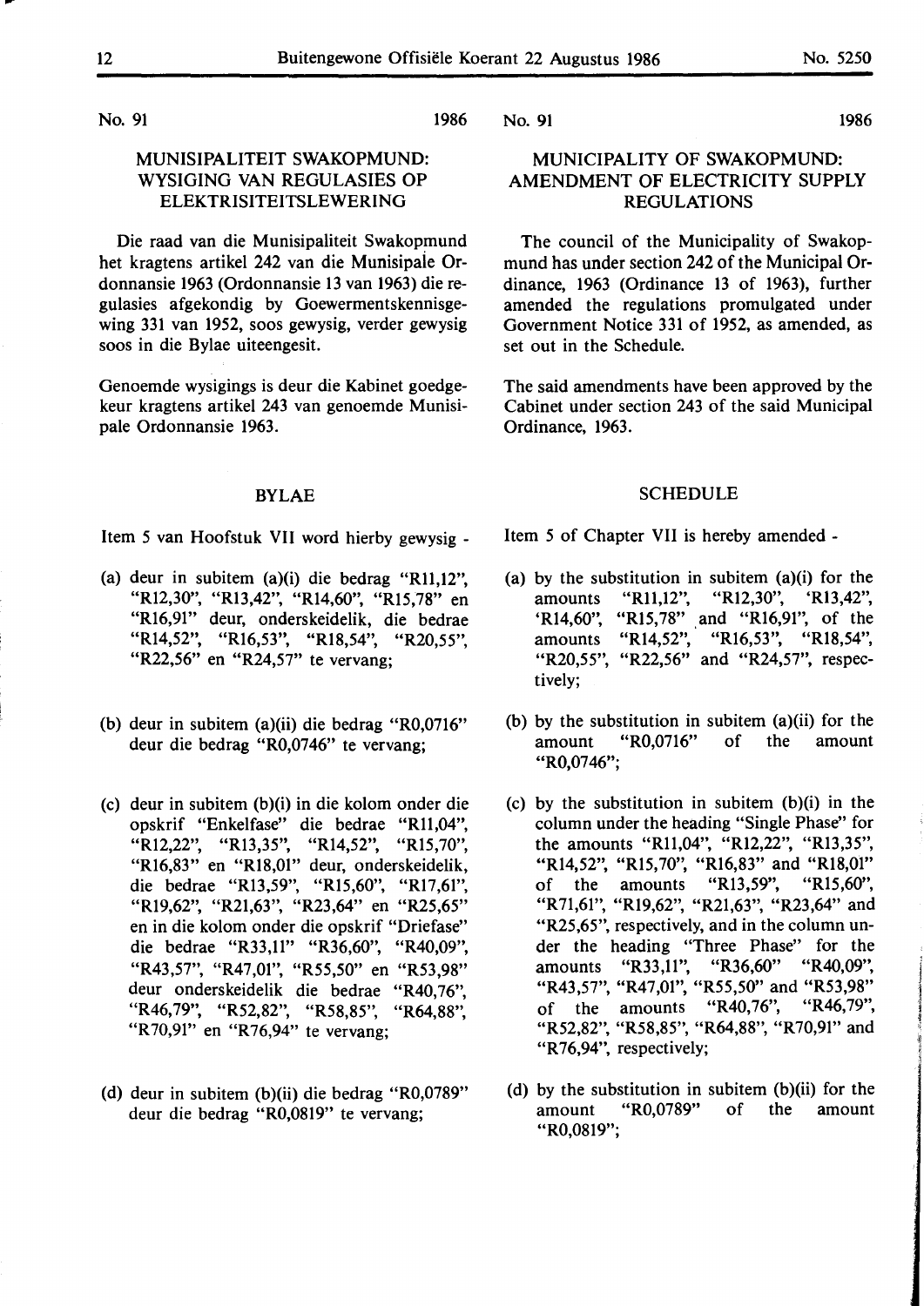No. 91 1986

## MUNISIPALITEIT SWAKOPMUND: WYSIGING VAN REGULASIES OP ELEKTRISITEITSLEWERING

Die raad van die Munisipaliteit Swakopmund het kragtens artikel 242 van die Munisipale Ordonnansie 1963 (Ordonnansie 13 van 1963) die regulasies afgekondig by Goewermentskennisgewing 331 van 1952, soos gewysig, verder gewysig soos in die Bylae uiteengesit.

Genoemde wysigings is deur die Kabinet goedgekeur kragtens artikel 243 van genoemde Munisipale Ordonnansie 1963.

### BYLAE

Item 5 van Hoofstuk VII word hierby gewysig -

(a) deur in subitem (a)(i) die bedrag "R11,12", "R12,30", "R13,42", "R14,60", "R15,78" en "R16,91" deur, onderskeidelik, die bedrae "R14,52", "R16,53", "R18,54", "R20,55", "R22,56" en "R24,57" te vervang;

(b) deur in subitem (a)(ii) die bedrag "R0,0716" deur die bedrag "R0,0746" te vervang;

(c) deur in subitem (b)(i) in die kolom onder die opskrif "Enkelfase" die bedrae "R11,04", "R12,22", "R13,35", "R14,52", "R15,70", "R16,83" en "R18,01" deur, onderskeidelik, die bedrae "R13,59", "R15,60", "R17,61", "R19,62", "R21,63", "R23,64" en "R25,65" en in die kolom onder die opskrif "Driefase" die bedrae "R33,11" "R36,60", "R40,09", "R43,57", "R47,01", "R55,50" en "R53,98" deur onderskeidelik die bedrae "R40,76", "R46,79", "R52,82", "R58,85", "R64,88", "R70,91" en "R76,94" te vervang;

(d) deur in subitem (b)(ii) die bedrag "R0,0789" deur die bedrag "R0,0819" te vervang;

No. 91 1986

## MUNICIPALITY OF SWAKOPMUND: AMENDMENT OF ELECTRICITY SUPPLY REGULATIONS

The council of the Municipality of Swakopmund has under section 242 of the Municipal Ordinance, 1963 (Ordinance 13 of 1963), further amended the regulations promulgated under Government Notice 331 of 1952, as amended, as set out in the Schedule.

The said amendments have been approved by the Cabinet under section 243 of the said Municipal Ordinance, 1963.

### SCHEDULE

Item 5 of Chapter VII is hereby amended -

(a) by the substitution in subitem (a)(i) for the amounts "R11,12", "R12,30", 'R13,42", 'R14,60", "R15,78" and "R16,91", of the amounts "R14,52", "R16,53", "R18,54", "R20,55", "R22,56" and "R24,57", respectively;

(b) by the substitution in subitem (a)(ii) for the amount "R0,0716" of the amount "R0,0746";

(c) by the substitution in subitem (b)(i) in the column under the heading "Single Phase" for the amounts "R11,04", "R12,22", "R13,35", "R14,52", "R15,70", "R16,83" and "R18,01" of the amounts "R13,59", "R15,60", "R71,61", "R19,62", "R21,63", "R23,64" and "R25,65", respectively, and in the column under the heading "Three Phase" for the amounts "R33,11", "R36,60" "R40,09", "R43,57", "R47,01", "R55,50" and "R53,98" of the amounts "R40,76", "R46,79", "R52,82", "R58,85", "R64,88", "R70,91" and "R76,94", respectively;

(d) by the substitution in subitem (b)(ii) for the amount "R0,0789" of the amount "R0,0819";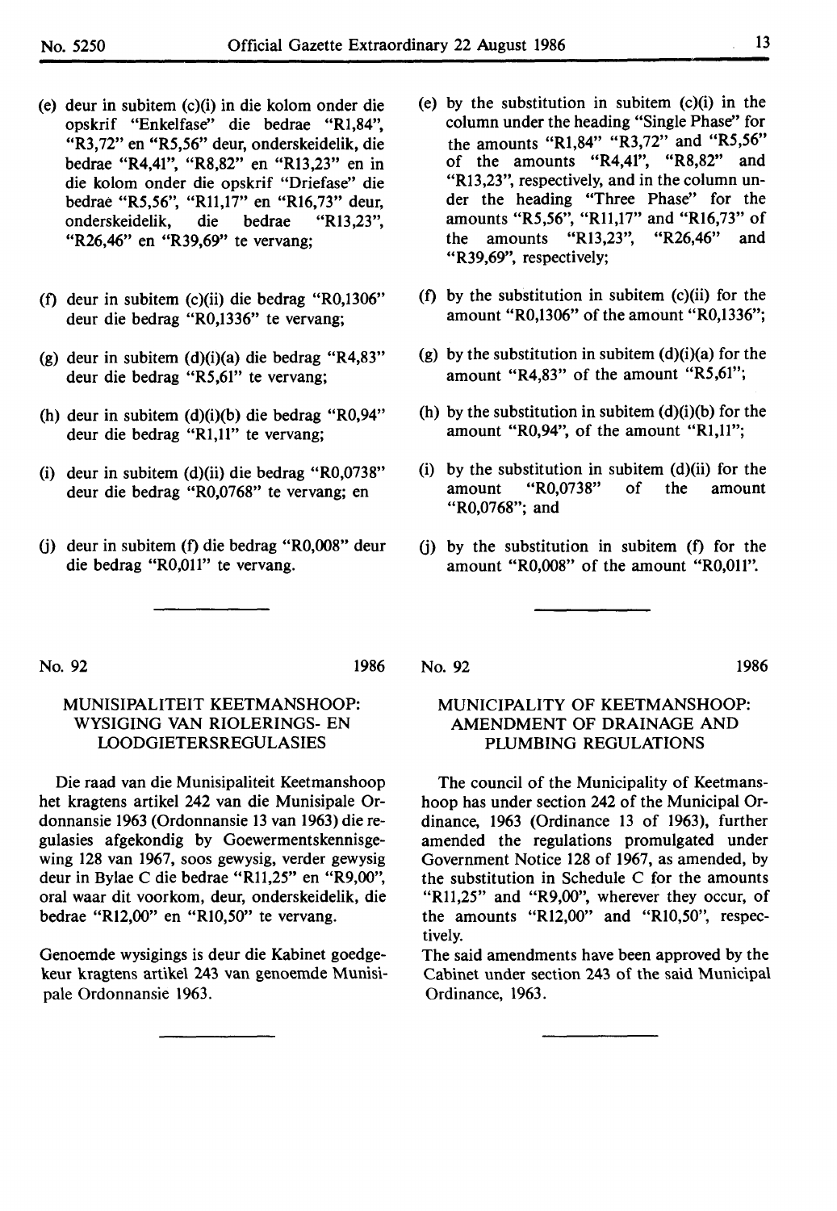(e) deur in subitem (c)(i) in die kolom onder die opskrif "Enkelfase" die bedrae "R1,84", "R3,72" en "R5,56" deur, onderskeidelik, die bedrae "R4,41", "R8,82" en "R13,23" en in die kolom onder die opskrif "Driefase" die bedrae "R5,56", "R11,17" en "R16,73" deur, onderskeidelik, die bedrae "R13,23", "R26,46" en "R39,69" te vervang;

(f) deur in subitem (c)(ii) die bedrag "R0,1306" deur die bedrag "R0,1336" te vervang;

(g) deur in subitem (d)(i)(a) die bedrag "R4,83" deur die bedrag "R5,61" te vervang;

(h) deur in subitem (d)(i)(b) die bedrag "R0,94" deur die bedrag "R1,11" te vervang;

(i) deur in subitem (d)(ii) die bedrag "R0,0738" deur die bedrag "R0,0768" te vervang; en

(j) deur in subitem (f) die bedrag "R0,008" deur die bedrag "R0,011" te vervang.

(e) by the substitution in subitem (c)(i) in the column under the heading "Single Phase" for the amounts "R1,84" "R3,72" and "R5,56" of the amounts "R4,41", "R8,82" and "R13,23", respectively, and in the column under the heading "Three Phase" for the amounts "R5,56", "R11,17" and "R16,73" of the amounts "R13,23", "R26,46" and "R39,69", respectively;

(f) by the substitution in subitem (c)(ii) for the amount "R0,1306" of the amount "R0,1336";

(g) by the substitution in subitem (d)(i)(a) for the amount "R4,83" of the amount "R5,61";

(h) by the substitution in subitem (d)(i)(b) for the amount "R0,94", of the amount "R1,11";

(i) by the substitution in subitem (d)(ii) for the amount "R0,0738" of the amount "R0,0768"; and

(j) by the substitution in subitem (f) for the amount "R0,008" of the amount "R0,011".

---

No. 92 1986

## MUNISIPALITEIT KEETMANSHOOP: WYSIGING VAN RIOLERINGS- EN LOODGIETERSREGULASIES

Die raad van die Munisipaliteit Keetmanshoop het kragtens artikel 242 van die Munisipale Ordonnansie 1963 (Ordonnansie 13 van 1963) die regulasies afgekondig by Goewermentskennisgewing 128 van 1967, soos gewysig, verder gewysig deur in Bylae C die bedrae "R11,25" en "R9,00", oral waar dit voorkom, deur, onderskeidelik, die bedrae "R12,00" en "R10,50" te vervang.

Genoemde wysigings is deur die Kabinet goedgekeur kragtens artikel 243 van genoemde Munisipale Ordonnansie 1963.

---

No. 92 1986

## MUNICIPALITY OF KEETMANSHOOP: AMENDMENT OF DRAINAGE AND PLUMBING REGULATIONS

The council of the Municipality of Keetmanshoop has under section 242 of the Municipal Ordinance, 1963 (Ordinance 13 of 1963), further amended the regulations promulgated under Government Notice 128 of 1967, as amended, by the substitution in Schedule C for the amounts "R11,25" and "R9,00", wherever they occur, of the amounts "R12,00" and "R10,50", respectively.

The said amendments have been approved by the Cabinet under section 243 of the said Municipal Ordinance, 1963.

---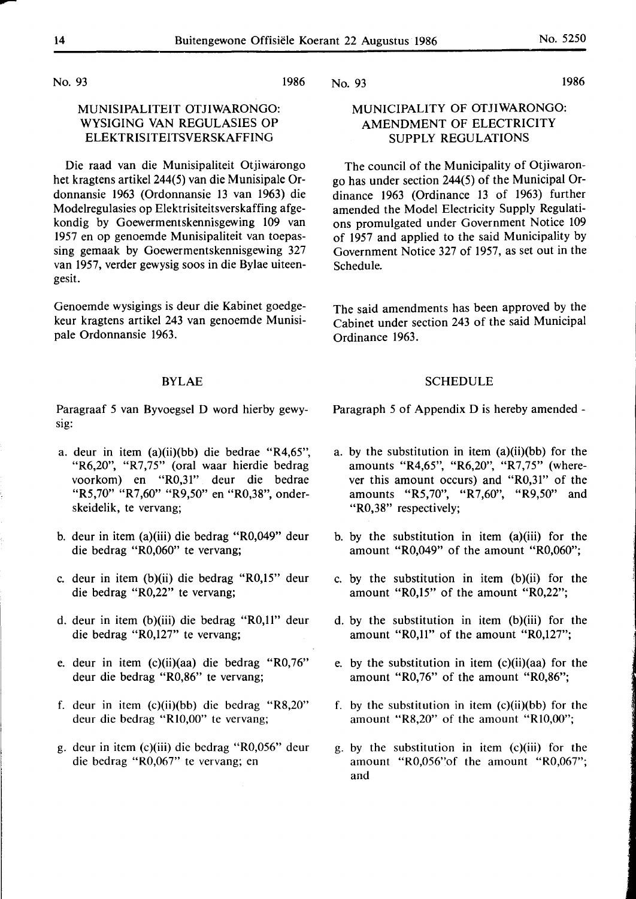No. 93 1986

## MUNISIPALITEIT OTJIWARONGO: WYSIGING VAN REGULASIES OP ELEKTRISITEITSVERSKAFFING

Die raad van die Munisipaliteit Otjiwarongo het kragtens artikel 244(5) van die Munisipale Ordonnansie 1963 (Ordonnansie 13 van 1963) die Modelregulasies op Elektrisiteitsverskaffing afgekondig by Goewermentskennisgewing 109 van 1957 en op genoemde Munisipaliteit van toepassing gemaak by Goewermentskennisgewing 327 van 1957, verder gewysig soos in die Bylae uiteengesit.

Genoemde wysigings is deur die Kabinet goedgekeur kragtens artikel 243 van genoemde Munisipale Ordonnansie 1963.

### BYLAE

Paragraaf 5 van Byvoegsel D word hierby gewysig:

a. deur in item (a)(ii)(bb) die bedrae "R4,65", "R6,20", "R7,75" (oral waar hierdie bedrag voorkom) en "R0,31" deur die bedrae "R5,70" "R7,60" "R9,50" en "R0,38", onderskeidelik, te vervang;

b. deur in item (a)(iii) die bedrag "R0,049" deur die bedrag "R0,060" te vervang;

c. deur in item (b)(ii) die bedrag "R0,15" deur die bedrag "R0,22" te vervang;

d. deur in item (b)(iii) die bedrag "R0,11" deur die bedrag "R0,127" te vervang;

e. deur in item (c)(ii)(aa) die bedrag "R0,76" deur die bedrag "R0,86" te vervang;

f. deur in item (c)(ii)(bb) die bedrag "R8,20" deur die bedrag "R10,00" te vervang;

g. deur in item (c)(iii) die bedrag "R0,056" deur die bedrag "R0,067" te vervang; en

No. 93 1986

## MUNICIPALITY OF OTJIWARONGO: AMENDMENT OF ELECTRICITY SUPPLY REGULATIONS

The council of the Municipality of Otjiwarongo has under section 244(5) of the Municipal Ordinance 1963 (Ordinance 13 of 1963) further amended the Model Electricity Supply Regulations promulgated under Government Notice 109 of 1957 and applied to the said Municipality by Government Notice 327 of 1957, as set out in the Schedule.

The said amendments has been approved by the Cabinet under section 243 of the said Municipal Ordinance 1963.

### SCHEDULE

Paragraph 5 of Appendix D is hereby amended -

a. by the substitution in item (a)(ii)(bb) for the amounts "R4,65", "R6,20", "R7,75" (wherever this amount occurs) and "R0,31" of the amounts "R5,70", "R7,60", "R9,50" and "R0,38" respectively;

b. by the substitution in item (a)(iii) for the amount "R0,049" of the amount "R0,060";

c. by the substitution in item (b)(ii) for the amount "R0,15" of the amount "R0,22";

d. by the substitution in item (b)(iii) for the amount "R0,11" of the amount "R0,127";

e. by the substitution in item (c)(ii)(aa) for the amount "R0,76" of the amount "R0,86";

f. by the substitution in item (c)(ii)(bb) for the amount "R8,20" of the amount "R10,00";

g. by the substitution in item (c)(iii) for the amount "R0,056"of the amount "R0,067"; and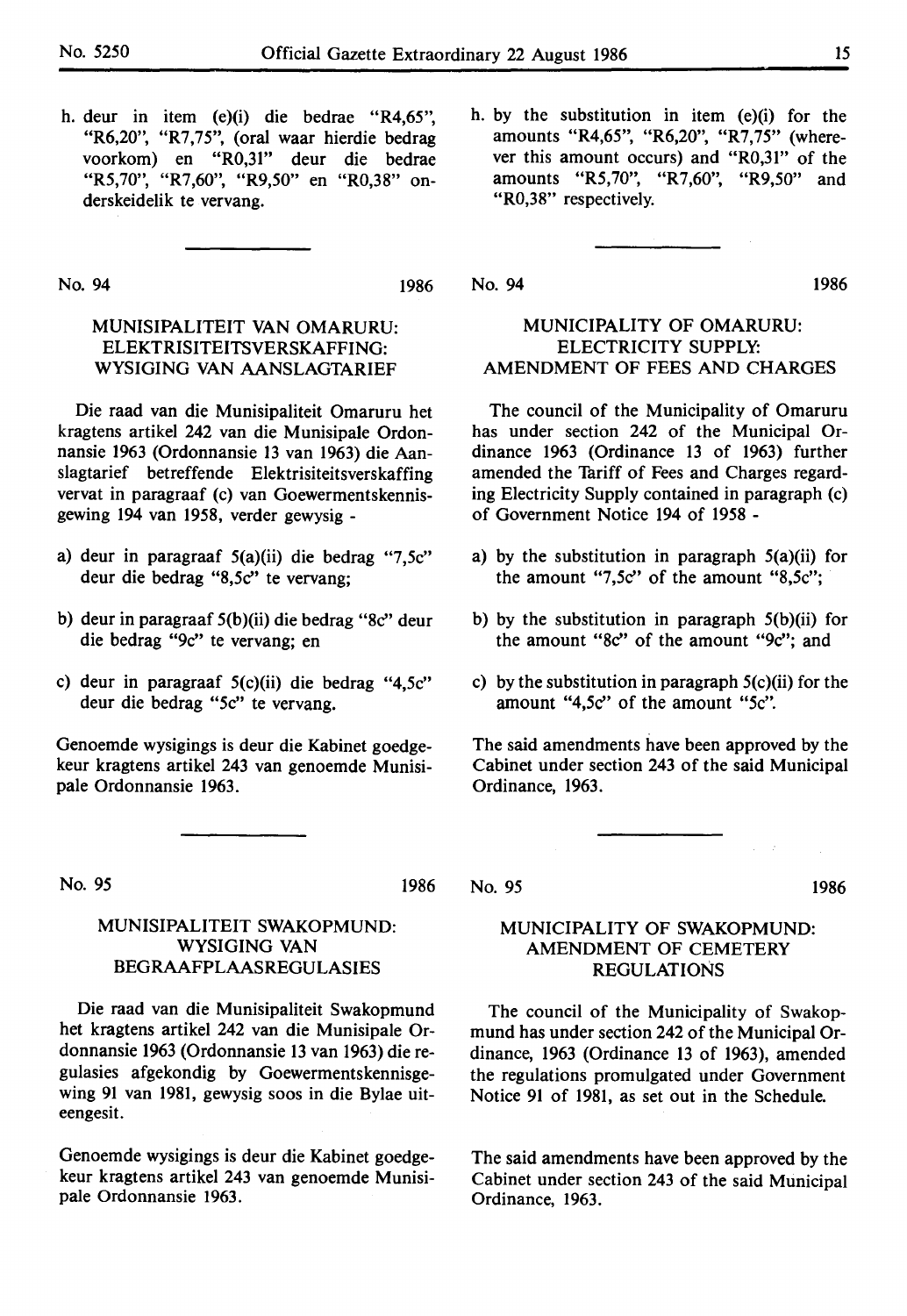h. deur in item (e)(i) die bedrae "R4,65", "R6,20", "R7,75", (oral waar hierdie bedrag voorkom) en "R0,31" deur die bedrae "R5,70", "R7,60", "R9,50" en "R0,38" onderskeidelik te vervang.

h. by the substitution in item (e)(i) for the amounts "R4,65", "R6,20", "R7,75" (wherever this amount occurs) and "R0,31" of the amounts "R5,70", "R7,60", "R9,50" and "R0,38" respectively.

---

No. 94 1986

## MUNISIPALITEIT VAN OMARURU: ELEKTRISITEITSVERSKAFFING: WYSIGING VAN AANSLAGTARIEF

Die raad van die Munisipaliteit Omaruru het kragtens artikel 242 van die Munisipale Ordonnansie 1963 (Ordonnansie 13 van 1963) die Aanslagtarief betreffende Elektrisiteitsverskaffing vervat in paragraaf (c) van Goewermentskennisgewing 194 van 1958, verder gewysig -

a) deur in paragraaf 5(a)(ii) die bedrag "7,5c" deur die bedrag "8,5c" te vervang;

b) deur in paragraaf 5(b)(ii) die bedrag "8c" deur die bedrag "9c" te vervang; en

c) deur in paragraaf 5(c)(ii) die bedrag "4,5c" deur die bedrag "5c" te vervang.

Genoemde wysigings is deur die Kabinet goedgekeur kragtens artikel 243 van genoemde Munisipale Ordonnansie 1963.

No. 94 1986

## MUNICIPALITY OF OMARURU: ELECTRICITY SUPPLY: AMENDMENT OF FEES AND CHARGES

The council of the Municipality of Omaruru has under section 242 of the Municipal Ordinance 1963 (Ordinance 13 of 1963) further amended the Tariff of Fees and Charges regarding Electricity Supply contained in paragraph (c) of Government Notice 194 of 1958 -

a) by the substitution in paragraph 5(a)(ii) for the amount "7,5c" of the amount "8,5c";

b) by the substitution in paragraph 5(b)(ii) for the amount "8c" of the amount "9c"; and

c) by the substitution in paragraph 5(c)(ii) for the amount "4,5c" of the amount "5c".

The said amendments have been approved by the Cabinet under section 243 of the said Municipal Ordinance, 1963.

---

No. 95 1986

## MUNISIPALITEIT SWAKOPMUND: WYSIGING VAN BEGRAAFPLAASREGULASIES

Die raad van die Munisipaliteit Swakopmund het kragtens artikel 242 van die Munisipale Ordonnansie 1963 (Ordonnansie 13 van 1963) die regulasies afgekondig by Goewermentskennisgewing 91 van 1981, gewysig soos in die Bylae uiteengesit.

Genoemde wysigings is deur die Kabinet goedgekeur kragtens artikel 243 van genoemde Munisipale Ordonnansie 1963.

No. 95 1986

## MUNICIPALITY OF SWAKOPMUND: AMENDMENT OF CEMETERY REGULATIONS

The council of the Municipality of Swakopmund has under section 242 of the Municipal Ordinance, 1963 (Ordinance 13 of 1963), amended the regulations promulgated under Government Notice 91 of 1981, as set out in the Schedule.

The said amendments have been approved by the Cabinet under section 243 of the said Municipal Ordinance, 1963.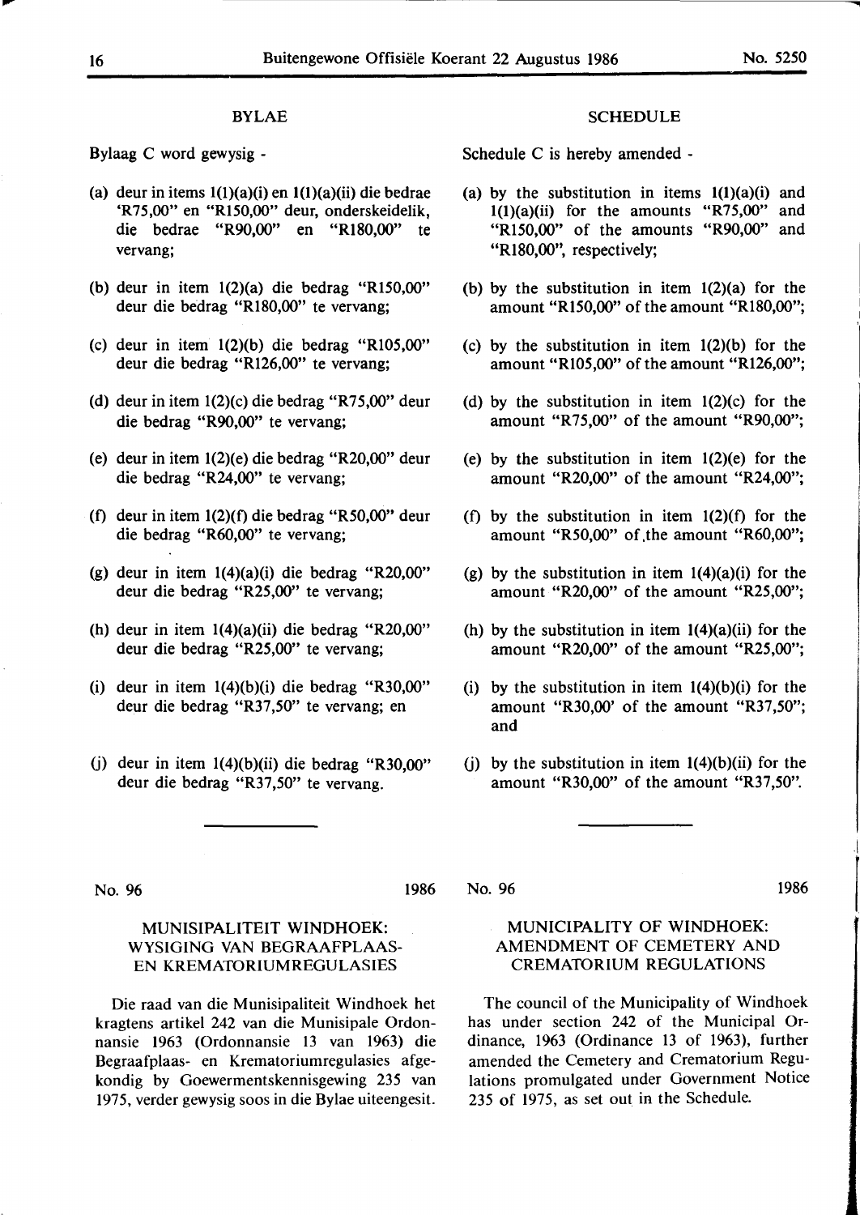## BYLAE

Bylaag C word gewysig -

(a) deur in items 1(1)(a)(i) en 1(1)(a)(ii) die bedrae 'R75,00" en "R150,00" deur, onderskeidelik, die bedrae "R90,00" en "R180,00" te vervang;

(b) deur in item 1(2)(a) die bedrag "R150,00" deur die bedrag "R180,00" te vervang;

(c) deur in item 1(2)(b) die bedrag "R105,00" deur die bedrag "R126,00" te vervang;

(d) deur in item 1(2)(c) die bedrag "R75,00" deur die bedrag "R90,00" te vervang;

(e) deur in item 1(2)(e) die bedrag "R20,00" deur die bedrag "R24,00" te vervang;

(f) deur in item 1(2)(f) die bedrag "R50,00" deur die bedrag "R60,00" te vervang;

(g) deur in item 1(4)(a)(i) die bedrag "R20,00" deur die bedrag "R25,00" te vervang;

(h) deur in item 1(4)(a)(ii) die bedrag "R20,00" deur die bedrag "R25,00" te vervang;

(i) deur in item 1(4)(b)(i) die bedrag "R30,00" deur die bedrag "R37,50" te vervang; en

(j) deur in item 1(4)(b)(ii) die bedrag "R30,00" deur die bedrag "R37,50" te vervang.

## SCHEDULE

Schedule C is hereby amended -

(a) by the substitution in items 1(1)(a)(i) and 1(1)(a)(ii) for the amounts "R75,00" and "R150,00" of the amounts "R90,00" and "R180,00", respectively;

(b) by the substitution in item 1(2)(a) for the amount "R150,00" of the amount "R180,00";

(c) by the substitution in item 1(2)(b) for the amount "R105,00" of the amount "R126,00";

(d) by the substitution in item 1(2)(c) for the amount "R75,00" of the amount "R90,00";

(e) by the substitution in item 1(2)(e) for the amount "R20,00" of the amount "R24,00";

(f) by the substitution in item 1(2)(f) for the amount "R50,00" of the amount "R60,00";

(g) by the substitution in item 1(4)(a)(i) for the amount "R20,00" of the amount "R25,00";

(h) by the substitution in item 1(4)(a)(ii) for the amount "R20,00" of the amount "R25,00";

(i) by the substitution in item 1(4)(b)(i) for the amount "R30,00' of the amount "R37,50"; and

(j) by the substitution in item 1(4)(b)(ii) for the amount "R30,00" of the amount "R37,50".

---

No. 96 1986

## MUNISIPALITEIT WINDHOEK: WYSIGING VAN BEGRAAFPLAAS- EN KREMATORIUMREGULASIES

Die raad van die Munisipaliteit Windhoek het kragtens artikel 242 van die Munisipale Ordonnansie 1963 (Ordonnansie 13 van 1963) die Begraafplaas- en Krematoriumregulasies afgekondig by Goewermentskennisgewing 235 van 1975, verder gewysig soos in die Bylae uiteengesit.

No. 96 1986

## MUNICIPALITY OF WINDHOEK: AMENDMENT OF CEMETERY AND CREMATORIUM REGULATIONS

The council of the Municipality of Windhoek has under section 242 of the Municipal Ordinance, 1963 (Ordinance 13 of 1963), further amended the Cemetery and Crematorium Regulations promulgated under Government Notice 235 of 1975, as set out in the Schedule.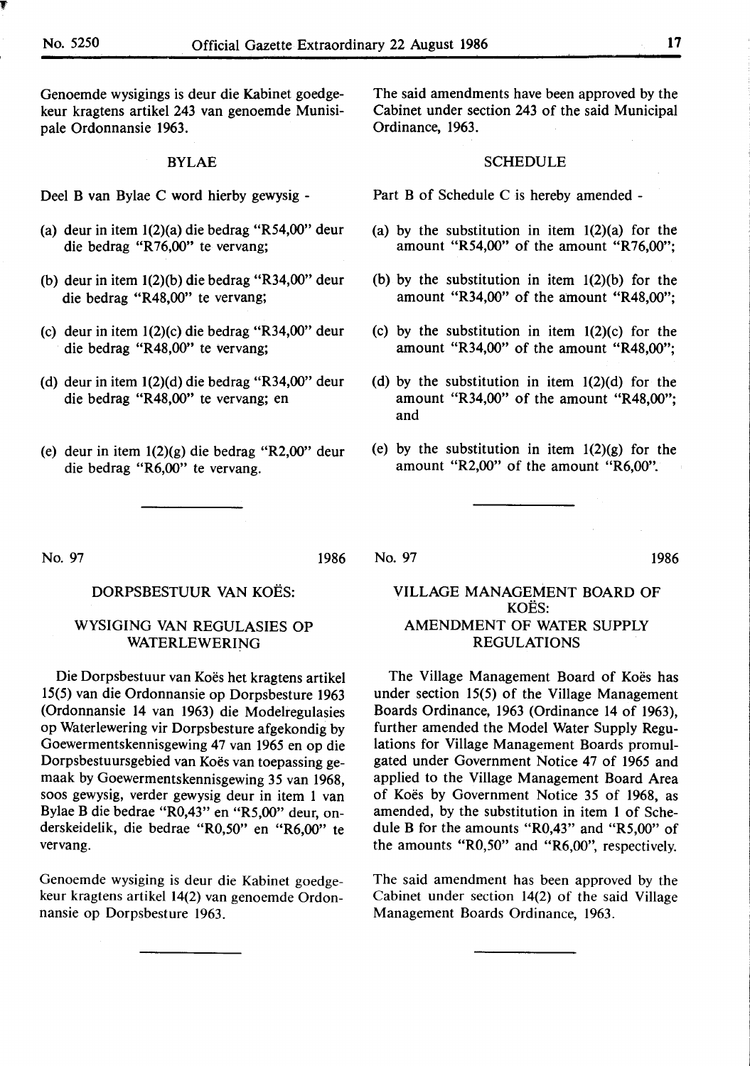Genoemde wysigings is deur die Kabinet goedgekeur kragtens artikel 243 van genoemde Munisipale Ordonnansie 1963.

BYLAE

Deel B van Bylae C word hierby gewysig -

(a) deur in item 1(2)(a) die bedrag "R54,00" deur die bedrag "R76,00" te vervang;

(b) deur in item 1(2)(b) die bedrag "R34,00" deur die bedrag "R48,00" te vervang;

(c) deur in item 1(2)(c) die bedrag "R34,00" deur die bedrag "R48,00" te vervang;

(d) deur in item 1(2)(d) die bedrag "R34,00" deur die bedrag "R48,00" te vervang; en

(e) deur in item 1(2)(g) die bedrag "R2,00" deur die bedrag "R6,00" te vervang.

---

The said amendments have been approved by the Cabinet under section 243 of the said Municipal Ordinance, 1963.

SCHEDULE

Part B of Schedule C is hereby amended -

(a) by the substitution in item 1(2)(a) for the amount "R54,00" of the amount "R76,00";

(b) by the substitution in item 1(2)(b) for the amount "R34,00" of the amount "R48,00";

(c) by the substitution in item 1(2)(c) for the amount "R34,00" of the amount "R48,00";

(d) by the substitution in item 1(2)(d) for the amount "R34,00" of the amount "R48,00"; and

(e) by the substitution in item 1(2)(g) for the amount "R2,00" of the amount "R6,00".

---

No. 97 1986

## DORPSBESTUUR VAN KOËS:

## WYSIGING VAN REGULASIES OP WATERLEWERING

Die Dorpsbestuur van Koës het kragtens artikel 15(5) van die Ordonnansie op Dorpsbesture 1963 (Ordonnansie 14 van 1963) die Modelregulasies op Waterlewering vir Dorpsbesture afgekondig by Goewermentskennisgewing 47 van 1965 en op die Dorpsbestuursgebied van Koës van toepassing gemaak by Goewermentskennisgewing 35 van 1968, soos gewysig, verder gewysig deur in item 1 van Bylae B die bedrae "R0,43" en "R5,00" deur, onderskeidelik, die bedrae "R0,50" en "R6,00" te vervang.

Genoemde wysiging is deur die Kabinet goedgekeur kragtens artikel 14(2) van genoemde Ordonnansie op Dorpsbesture 1963.

---

No. 97 1986

## VILLAGE MANAGEMENT BOARD OF KOËS: AMENDMENT OF WATER SUPPLY REGULATIONS

The Village Management Board of Koës has under section 15(5) of the Village Management Boards Ordinance, 1963 (Ordinance 14 of 1963), further amended the Model Water Supply Regulations for Village Management Boards promulgated under Government Notice 47 of 1965 and applied to the Village Management Board Area of Koës by Government Notice 35 of 1968, as amended, by the substitution in item 1 of Schedule B for the amounts "R0,43" and "R5,00" of the amounts "R0,50" and "R6,00", respectively.

The said amendment has been approved by the Cabinet under section 14(2) of the said Village Management Boards Ordinance, 1963.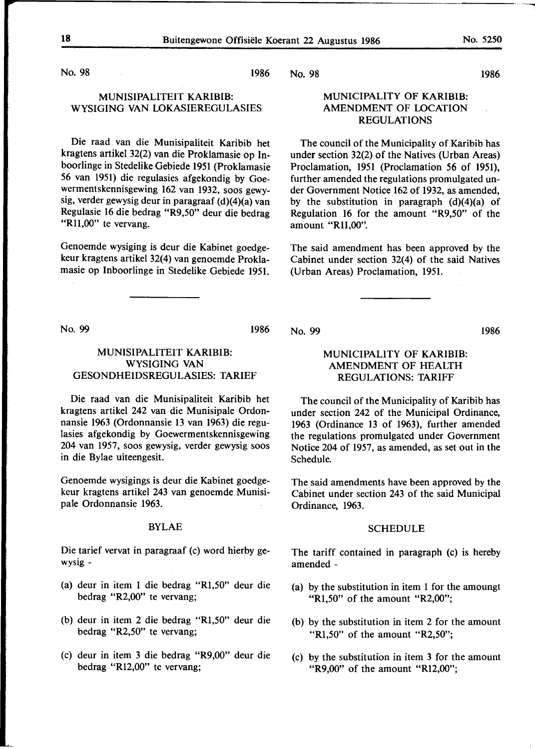No. 98 1986

## MUNISIPALITEIT KARIBIB: WYSIGING VAN LOKASIEREGULASIES

Die raad van die Munisipaliteit Karibib het kragtens artikel 32(2) van die Proklamasie op Inboorlinge in Stedelike Gebiede 1951 (Proklamasie 56 van 1951) die regulasies afgekondig by Goewermentskennisgewing 162 van 1932, soos gewysig, verder gewysig deur in paragraaf (d)(4)(a) van Regulasie 16 die bedrag "R9,50" deur die bedrag "R11,00" te vervang.

Genoemde wysiging is deur die Kabinet goedgekeur kragtens artikel 32(4) van genoemde Proklamasie op Inboorlinge in Stedelike Gebiede 1951.

No. 98 1986

## MUNICIPALITY OF KARIBIB: AMENDMENT OF LOCATION REGULATIONS

The council of the Municipality of Karibib has under section 32(2) of the Natives (Urban Areas) Proclamation, 1951 (Proclamation 56 of 1951), further amended the regulations promulgated under Government Notice 162 of 1932, as amended, by the substitution in paragraph (d)(4)(a) of Regulation 16 for the amount "R9,50" of the amount "R11,00".

The said amendment has been approved by the Cabinet under section 32(4) of the said Natives (Urban Areas) Proclamation, 1951.

---

No. 99 1986

## MUNISIPALITEIT KARIBIB: WYSIGING VAN GESONDHEIDSREGULASIES: TARIEF

Die raad van die Munisipaliteit Karibib het kragtens artikel 242 van die Munisipale Ordonnansie 1963 (Ordonnansie 13 van 1963) die regulasies afgekondig by Goewermentskennisgewing 204 van 1957, soos gewysig, verder gewysig soos in die Bylae uiteengesit.

Genoemde wysigings is deur die Kabinet goedgekeur kragtens artikel 243 van genoemde Munisipale Ordonnansie 1963.

### BYLAE

Die tarief vervat in paragraaf (c) word hierby gewysig -

(a) deur in item 1 die bedrag "R1,50" deur die bedrag "R2,00" te vervang;

(b) deur in item 2 die bedrag "R1,50" deur die bedrag "R2,50" te vervang;

(c) deur in item 3 die bedrag "R9,00" deur die bedrag "R12,00" te vervang;

No. 99 1986

## MUNICIPALITY OF KARIBIB: AMENDMENT OF HEALTH REGULATIONS: TARIFF

The council of the Municipality of Karibib has under section 242 of the Municipal Ordinance, 1963 (Ordinance 13 of 1963), further amended the regulations promulgated under Government Notice 204 of 1957, as amended, as set out in the Schedule.

The said amendments have been approved by the Cabinet under section 243 of the said Municipal Ordinance, 1963.

### SCHEDULE

The tariff contained in paragraph (c) is hereby amended -

(a) by the substitution in item 1 for the amoungt "R1,50" of the amount "R2,00";

(b) by the substitution in item 2 for the amount "R1,50" of the amount "R2,50";

(c) by the substitution in item 3 for the amount "R9,00" of the amount "R12,00";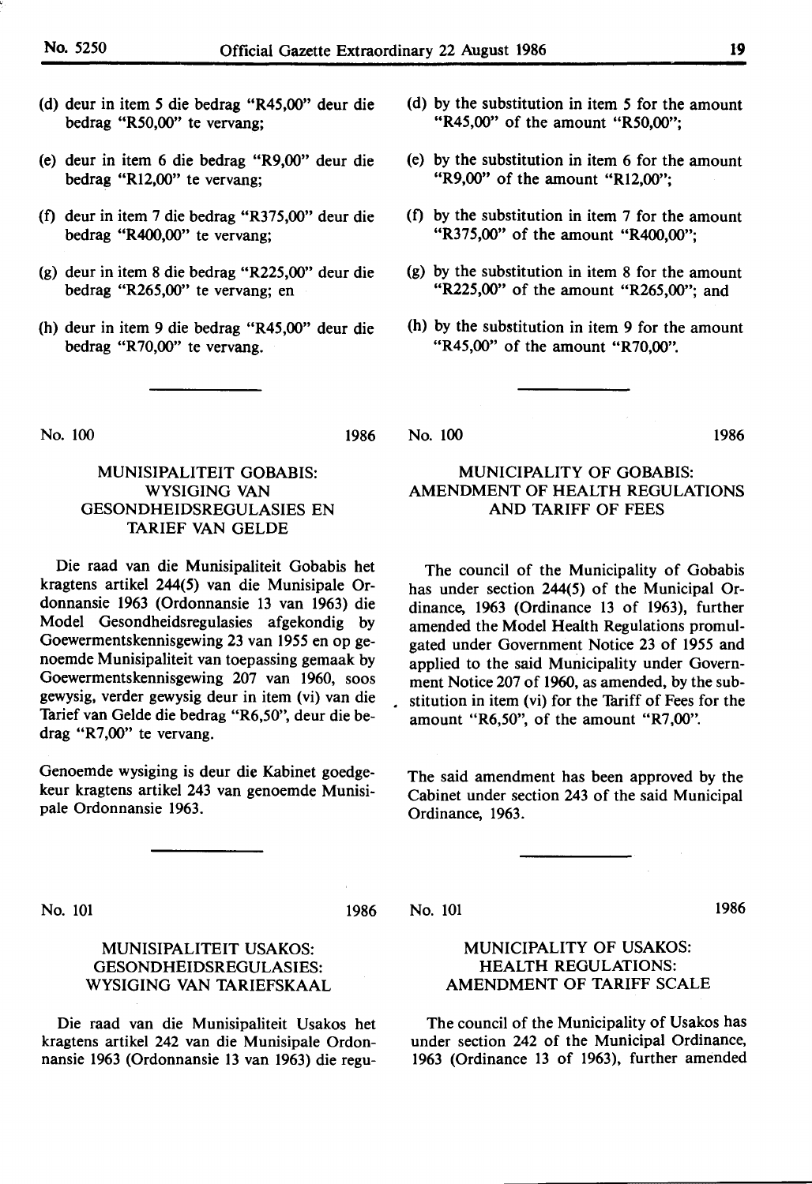(d) deur in item 5 die bedrag "R45,00" deur die bedrag "R50,00" te vervang;

(e) deur in item 6 die bedrag "R9,00" deur die bedrag "R12,00" te vervang;

(f) deur in item 7 die bedrag "R375,00" deur die bedrag "R400,00" te vervang;

(g) deur in item 8 die bedrag "R225,00" deur die bedrag "R265,00" te vervang; en

(h) deur in item 9 die bedrag "R45,00" deur die bedrag "R70,00" te vervang.

(d) by the substitution in item 5 for the amount "R45,00" of the amount "R50,00";

(e) by the substitution in item 6 for the amount "R9,00" of the amount "R12,00";

(f) by the substitution in item 7 for the amount "R375,00" of the amount "R400,00";

(g) by the substitution in item 8 for the amount "R225,00" of the amount "R265,00"; and

(h) by the substitution in item 9 for the amount "R45,00" of the amount "R70,00".

---

No. 100 1986

## MUNISIPALITEIT GOBABIS: WYSIGING VAN GESONDHEIDSREGULASIES EN TARIEF VAN GELDE

Die raad van die Munisipaliteit Gobabis het kragtens artikel 244(5) van die Munisipale Ordonnansie 1963 (Ordonnansie 13 van 1963) die Model Gesondheidsregulasies afgekondig by Goewermentskennisgewing 23 van 1955 en op genoemde Munisipaliteit van toepassing gemaak by Goewermentskennisgewing 207 van 1960, soos gewysig, verder gewysig deur in item (vi) van die Tarief van Gelde die bedrag "R6,50", deur die bedrag "R7,00" te vervang.

Genoemde wysiging is deur die Kabinet goedgekeur kragtens artikel 243 van genoemde Munisipale Ordonnansie 1963.

No. 100 1986

## MUNICIPALITY OF GOBABIS: AMENDMENT OF HEALTH REGULATIONS AND TARIFF OF FEES

The council of the Municipality of Gobabis has under section 244(5) of the Municipal Ordinance, 1963 (Ordinance 13 of 1963), further amended the Model Health Regulations promulgated under Government Notice 23 of 1955 and applied to the said Municipality under Government Notice 207 of 1960, as amended, by the substitution in item (vi) for the Tariff of Fees for the amount "R6,50", of the amount "R7,00".

The said amendment has been approved by the Cabinet under section 243 of the said Municipal Ordinance, 1963.

---

No. 101 1986

## MUNISIPALITEIT USAKOS: GESONDHEIDSREGULASIES: WYSIGING VAN TARIEFSKAAL

Die raad van die Munisipaliteit Usakos het kragtens artikel 242 van die Munisipale Ordonnansie 1963 (Ordonnansie 13 van 1963) die regu-

No. 101 1986

## MUNICIPALITY OF USAKOS: HEALTH REGULATIONS: AMENDMENT OF TARIFF SCALE

The council of the Municipality of Usakos has under section 242 of the Municipal Ordinance, 1963 (Ordinance 13 of 1963), further amended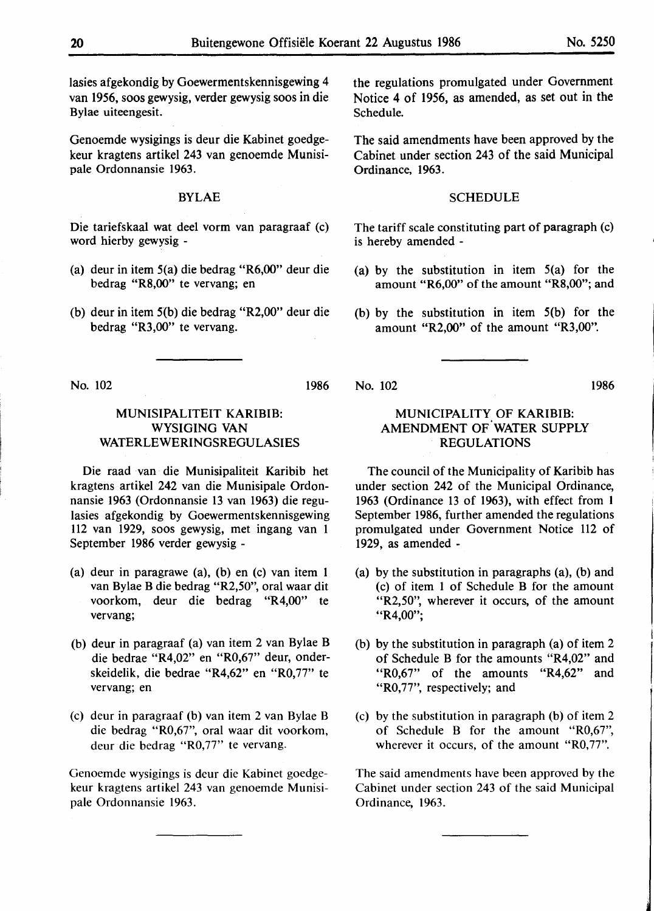lasies afgekondig by Goewermentskennisgewing 4 van 1956, soos gewysig, verder gewysig soos in die Bylae uiteengesit.

Genoemde wysigings is deur die Kabinet goedgekeur kragtens artikel 243 van genoemde Munisipale Ordonnansie 1963.

### BYLAE

Die tariefskaal wat deel vorm van paragraaf (c) word hierby gewysig -

(a) deur in item 5(a) die bedrag "R6,00" deur die bedrag "R8,00" te vervang; en

(b) deur in item 5(b) die bedrag "R2,00" deur die bedrag "R3,00" te vervang.

---

No. 102 1986

## MUNISIPALITEIT KARIBIB: WYSIGING VAN WATERLEWERINGSREGULASIES

Die raad van die Munisipaliteit Karibib het kragtens artikel 242 van die Munisipale Ordonnansie 1963 (Ordonnansie 13 van 1963) die regulasies afgekondig by Goewermentskennisgewing 112 van 1929, soos gewysig, met ingang van 1 September 1986 verder gewysig -

(a) deur in paragrawe (a), (b) en (c) van item 1 van Bylae B die bedrag "R2,50", oral waar dit voorkom, deur die bedrag "R4,00" te vervang;

(b) deur in paragraaf (a) van item 2 van Bylae B die bedrae "R4,02" en "R0,67" deur, onderskeidelik, die bedrae "R4,62" en "R0,77" te vervang; en

(c) deur in paragraaf (b) van item 2 van Bylae B die bedrag "R0,67", oral waar dit voorkom, deur die bedrag "R0,77" te vervang.

Genoemde wysigings is deur die Kabinet goedgekeur kragtens artikel 243 van genoemde Munisipale Ordonnansie 1963.

---

the regulations promulgated under Government Notice 4 of 1956, as amended, as set out in the Schedule.

The said amendments have been approved by the Cabinet under section 243 of the said Municipal Ordinance, 1963.

### SCHEDULE

The tariff scale constituting part of paragraph (c) is hereby amended -

(a) by the substitution in item 5(a) for the amount "R6,00" of the amount "R8,00"; and

(b) by the substitution in item 5(b) for the amount "R2,00" of the amount "R3,00".

---

No. 102 1986

## MUNICIPALITY OF KARIBIB: AMENDMENT OF WATER SUPPLY REGULATIONS

The council of the Municipality of Karibib has under section 242 of the Municipal Ordinance, 1963 (Ordinance 13 of 1963), with effect from 1 September 1986, further amended the regulations promulgated under Government Notice 112 of 1929, as amended -

(a) by the substitution in paragraphs (a), (b) and (c) of item 1 of Schedule B for the amount "R2,50", wherever it occurs, of the amount "R4,00";

(b) by the substitution in paragraph (a) of item 2 of Schedule B for the amounts "R4,02" and "R0,67" of the amounts "R4,62" and "R0,77", respectively; and

(c) by the substitution in paragraph (b) of item 2 of Schedule B for the amount "R0,67", wherever it occurs, of the amount "R0,77".

The said amendments have been approved by the Cabinet under section 243 of the said Municipal Ordinance, 1963.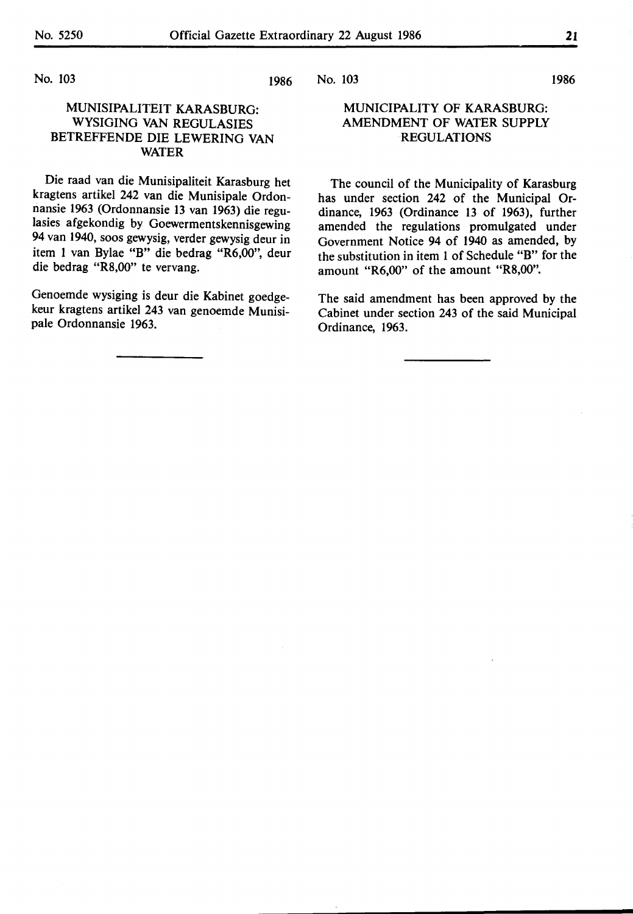No. 103 1986

## MUNISIPALITEIT KARASBURG: WYSIGING VAN REGULASIES BETREFFENDE DIE LEWERING VAN WATER

Die raad van die Munisipaliteit Karasburg het kragtens artikel 242 van die Munisipale Ordonnansie 1963 (Ordonnansie 13 van 1963) die regulasies afgekondig by Goewermentskennisgewing 94 van 1940, soos gewysig, verder gewysig deur in item 1 van Bylae "B" die bedrag "R6,00", deur die bedrag "R8,00" te vervang.

Genoemde wysiging is deur die Kabinet goedgekeur kragtens artikel 243 van genoemde Munisipale Ordonnansie 1963.

---

No. 103 1986

## MUNICIPALITY OF KARASBURG: AMENDMENT OF WATER SUPPLY REGULATIONS

The council of the Municipality of Karasburg has under section 242 of the Municipal Ordinance, 1963 (Ordinance 13 of 1963), further amended the regulations promulgated under Government Notice 94 of 1940 as amended, by the substitution in item 1 of Schedule "B" for the amount "R6,00" of the amount "R8,00".

The said amendment has been approved by the Cabinet under section 243 of the said Municipal Ordinance, 1963.